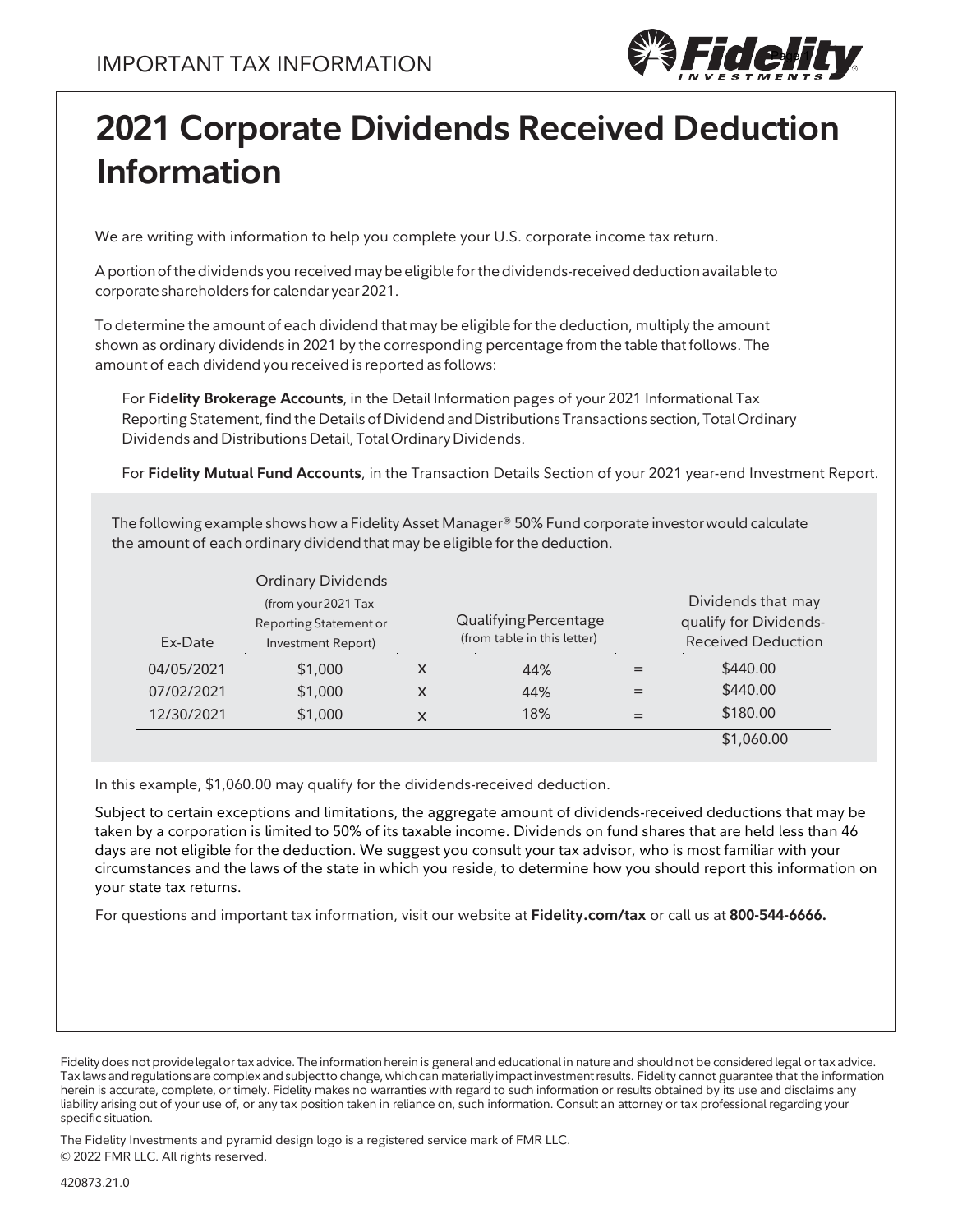IMPORTANT TAX INFORMATION

# 2021 Corporate Dividends Received Deduction Information

We are writing with information to help you complete your U.S. corporate income tax return.

A portion of the dividends you received may be eligible for the dividends-received deduction available to corporate shareholders for calendar year 2021.

To determine the amount of each dividend that may be eligible for the deduction, multiply the amount shown as ordinary dividends in 2021 by the corresponding percentage from the table that follows. The amount of each dividend you received is reported as follows:

For **Fidelity Brokerage Accounts**, in the Detail Information pages of your 2021 Informational Tax Reporting Statement, find the Details of Dividend and Distributions Transactions section, Total Ordinary Dividends and Distributions Detail, Total Ordinary Dividends.

For **Fidelity Mutual Fund Accounts**, in the Transaction Details Section of your 2021 year-end Investment Report.

The following example shows how a Fidelity Asset Manager® 50% Fund corporate investor would calculate the amount of each ordinary dividend that may be eligible for the deduction.

| Ex-Date | Ordinary Dividends (from your 2021 Tax Reporting Statement or Investment Report) | | Qualifying Percentage (from table in this letter) | | Dividends that may qualify for Dividends-Received Deduction |
|---|---|---|---|---|---|
| 04/05/2021 | $1,000 | X | 44% | = | $440.00 |
| 07/02/2021 | $1,000 | X | 44% | = | $440.00 |
| 12/30/2021 | $1,000 | X | 18% | = | $180.00 |
| | | | | | $1,060.00 |

In this example, $1,060.00 may qualify for the dividends-received deduction.

Subject to certain exceptions and limitations, the aggregate amount of dividends-received deductions that may be taken by a corporation is limited to 50% of its taxable income. Dividends on fund shares that are held less than 46 days are not eligible for the deduction. We suggest you consult your tax advisor, who is most familiar with your circumstances and the laws of the state in which you reside, to determine how you should report this information on your state tax returns.

For questions and important tax information, visit our website at **Fidelity.com/tax** or call us at **800-544-6666.**

Fidelity does not provide legal or tax advice. The information herein is general and educational in nature and should not be considered legal or tax advice. Tax laws and regulations are complex and subject to change, which can materially impact investment results. Fidelity cannot guarantee that the information herein is accurate, complete, or timely. Fidelity makes no warranties with regard to such information or results obtained by its use and disclaims any liability arising out of your use of, or any tax position taken in reliance on, such information. Consult an attorney or tax professional regarding your specific situation.

The Fidelity Investments and pyramid design logo is a registered service mark of FMR LLC.
© 2022 FMR LLC. All rights reserved.

420873.21.0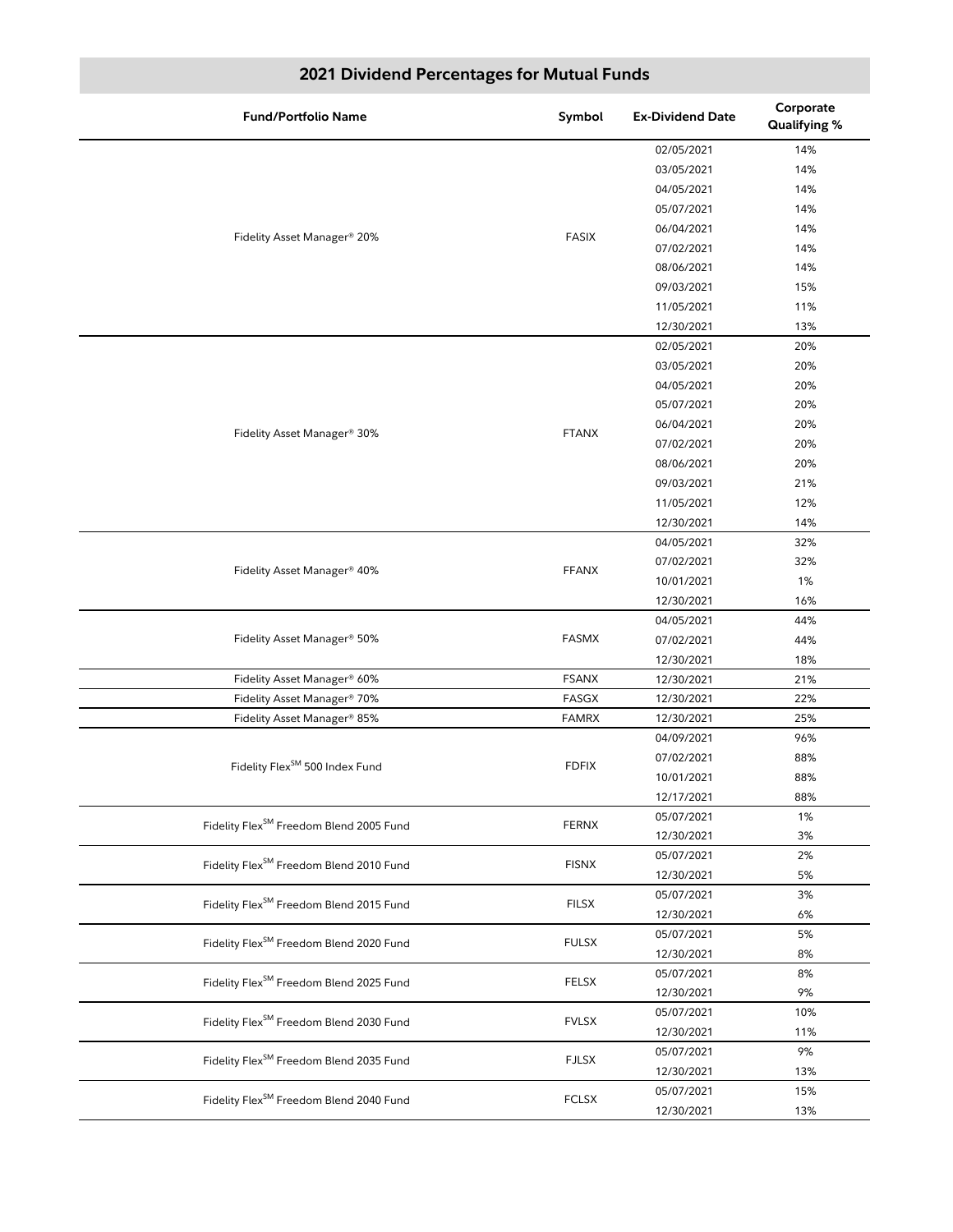## 2021 Dividend Percentages for Mutual Funds

| Fund/Portfolio Name | Symbol | Ex-Dividend Date | Corporate Qualifying % |
|---|---|---|---|
| Fidelity Asset Manager® 20% | FASIX | 02/05/2021 | 14% |
| | | 03/05/2021 | 14% |
| | | 04/05/2021 | 14% |
| | | 05/07/2021 | 14% |
| | | 06/04/2021 | 14% |
| | | 07/02/2021 | 14% |
| | | 08/06/2021 | 14% |
| | | 09/03/2021 | 15% |
| | | 11/05/2021 | 11% |
| | | 12/30/2021 | 13% |
| Fidelity Asset Manager® 30% | FTANX | 02/05/2021 | 20% |
| | | 03/05/2021 | 20% |
| | | 04/05/2021 | 20% |
| | | 05/07/2021 | 20% |
| | | 06/04/2021 | 20% |
| | | 07/02/2021 | 20% |
| | | 08/06/2021 | 20% |
| | | 09/03/2021 | 21% |
| | | 11/05/2021 | 12% |
| | | 12/30/2021 | 14% |
| Fidelity Asset Manager® 40% | FFANX | 04/05/2021 | 32% |
| | | 07/02/2021 | 32% |
| | | 10/01/2021 | 1% |
| | | 12/30/2021 | 16% |
| Fidelity Asset Manager® 50% | FASMX | 04/05/2021 | 44% |
| | | 07/02/2021 | 44% |
| | | 12/30/2021 | 18% |
| Fidelity Asset Manager® 60% | FSANX | 12/30/2021 | 21% |
| Fidelity Asset Manager® 70% | FASGX | 12/30/2021 | 22% |
| Fidelity Asset Manager® 85% | FAMRX | 12/30/2021 | 25% |
| Fidelity Flex℠ 500 Index Fund | FDFIX | 04/09/2021 | 96% |
| | | 07/02/2021 | 88% |
| | | 10/01/2021 | 88% |
| | | 12/17/2021 | 88% |
| Fidelity Flex℠ Freedom Blend 2005 Fund | FERNX | 05/07/2021 | 1% |
| | | 12/30/2021 | 3% |
| Fidelity Flex℠ Freedom Blend 2010 Fund | FISNX | 05/07/2021 | 2% |
| | | 12/30/2021 | 5% |
| Fidelity Flex℠ Freedom Blend 2015 Fund | FILSX | 05/07/2021 | 3% |
| | | 12/30/2021 | 6% |
| Fidelity Flex℠ Freedom Blend 2020 Fund | FULSX | 05/07/2021 | 5% |
| | | 12/30/2021 | 8% |
| Fidelity Flex℠ Freedom Blend 2025 Fund | FELSX | 05/07/2021 | 8% |
| | | 12/30/2021 | 9% |
| Fidelity Flex℠ Freedom Blend 2030 Fund | FVLSX | 05/07/2021 | 10% |
| | | 12/30/2021 | 11% |
| Fidelity Flex℠ Freedom Blend 2035 Fund | FJLSX | 05/07/2021 | 9% |
| | | 12/30/2021 | 13% |
| Fidelity Flex℠ Freedom Blend 2040 Fund | FCLSX | 05/07/2021 | 15% |
| | | 12/30/2021 | 13% |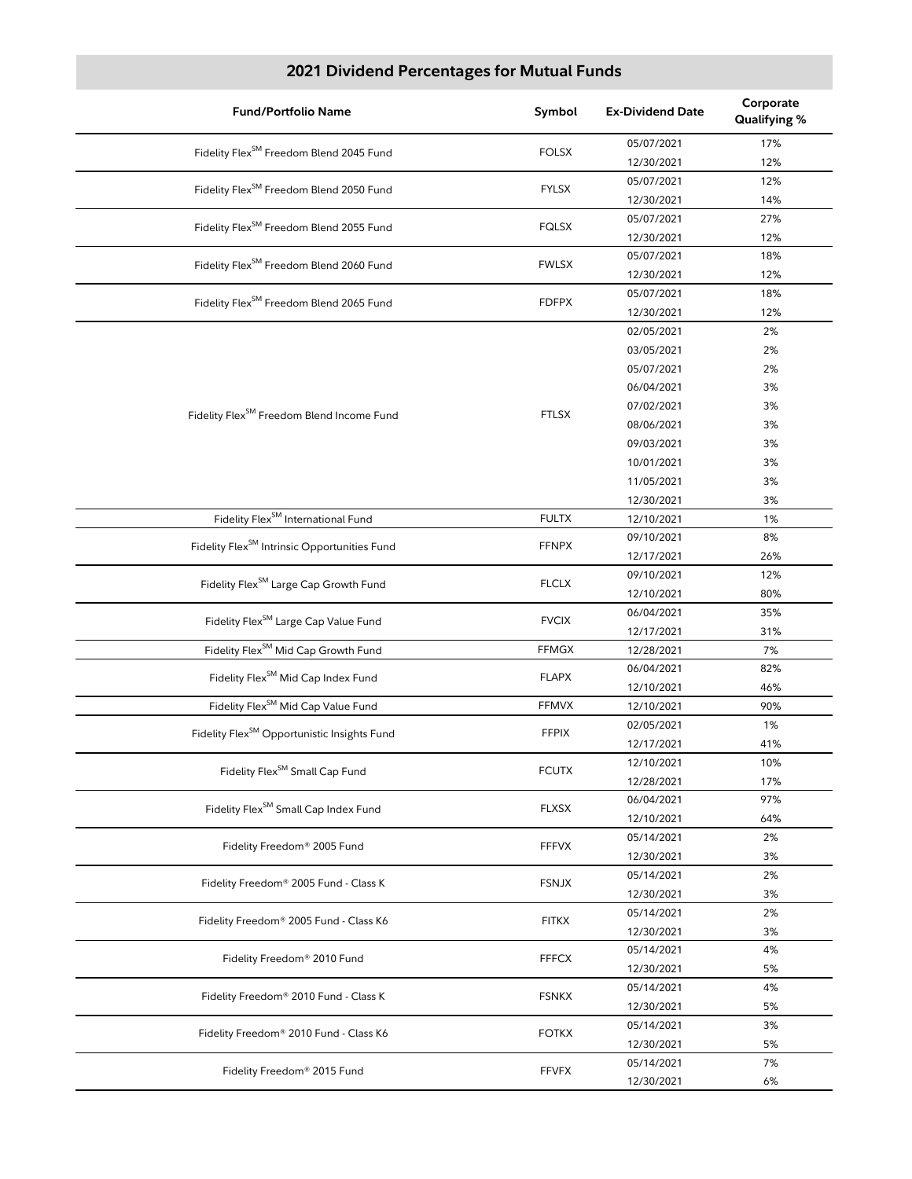## 2021 Dividend Percentages for Mutual Funds

| Fund/Portfolio Name | Symbol | Ex-Dividend Date | Corporate Qualifying % |
|---|---|---|---|
| Fidelity Flex℠ Freedom Blend 2045 Fund | FOLSX | 05/07/2021 | 17% |
| | | 12/30/2021 | 12% |
| Fidelity Flex℠ Freedom Blend 2050 Fund | FYLSX | 05/07/2021 | 12% |
| | | 12/30/2021 | 14% |
| Fidelity Flex℠ Freedom Blend 2055 Fund | FQLSX | 05/07/2021 | 27% |
| | | 12/30/2021 | 12% |
| Fidelity Flex℠ Freedom Blend 2060 Fund | FWLSX | 05/07/2021 | 18% |
| | | 12/30/2021 | 12% |
| Fidelity Flex℠ Freedom Blend 2065 Fund | FDFPX | 05/07/2021 | 18% |
| | | 12/30/2021 | 12% |
| Fidelity Flex℠ Freedom Blend Income Fund | FTLSX | 02/05/2021 | 2% |
| | | 03/05/2021 | 2% |
| | | 05/07/2021 | 2% |
| | | 06/04/2021 | 3% |
| | | 07/02/2021 | 3% |
| | | 08/06/2021 | 3% |
| | | 09/03/2021 | 3% |
| | | 10/01/2021 | 3% |
| | | 11/05/2021 | 3% |
| | | 12/30/2021 | 3% |
| Fidelity Flex℠ International Fund | FULTX | 12/10/2021 | 1% |
| Fidelity Flex℠ Intrinsic Opportunities Fund | FFNPX | 09/10/2021 | 8% |
| | | 12/17/2021 | 26% |
| Fidelity Flex℠ Large Cap Growth Fund | FLCLX | 09/10/2021 | 12% |
| | | 12/10/2021 | 80% |
| Fidelity Flex℠ Large Cap Value Fund | FVCIX | 06/04/2021 | 35% |
| | | 12/17/2021 | 31% |
| Fidelity Flex℠ Mid Cap Growth Fund | FFMGX | 12/28/2021 | 7% |
| Fidelity Flex℠ Mid Cap Index Fund | FLAPX | 06/04/2021 | 82% |
| | | 12/10/2021 | 46% |
| Fidelity Flex℠ Mid Cap Value Fund | FFMVX | 12/10/2021 | 90% |
| Fidelity Flex℠ Opportunistic Insights Fund | FFPIX | 02/05/2021 | 1% |
| | | 12/17/2021 | 41% |
| Fidelity Flex℠ Small Cap Fund | FCUTX | 12/10/2021 | 10% |
| | | 12/28/2021 | 17% |
| Fidelity Flex℠ Small Cap Index Fund | FLXSX | 06/04/2021 | 97% |
| | | 12/10/2021 | 64% |
| Fidelity Freedom® 2005 Fund | FFFVX | 05/14/2021 | 2% |
| | | 12/30/2021 | 3% |
| Fidelity Freedom® 2005 Fund - Class K | FSNJX | 05/14/2021 | 2% |
| | | 12/30/2021 | 3% |
| Fidelity Freedom® 2005 Fund - Class K6 | FITKX | 05/14/2021 | 2% |
| | | 12/30/2021 | 3% |
| Fidelity Freedom® 2010 Fund | FFFCX | 05/14/2021 | 4% |
| | | 12/30/2021 | 5% |
| Fidelity Freedom® 2010 Fund - Class K | FSNKX | 05/14/2021 | 4% |
| | | 12/30/2021 | 5% |
| Fidelity Freedom® 2010 Fund - Class K6 | FOTKX | 05/14/2021 | 3% |
| | | 12/30/2021 | 5% |
| Fidelity Freedom® 2015 Fund | FFVFX | 05/14/2021 | 7% |
| | | 12/30/2021 | 6% |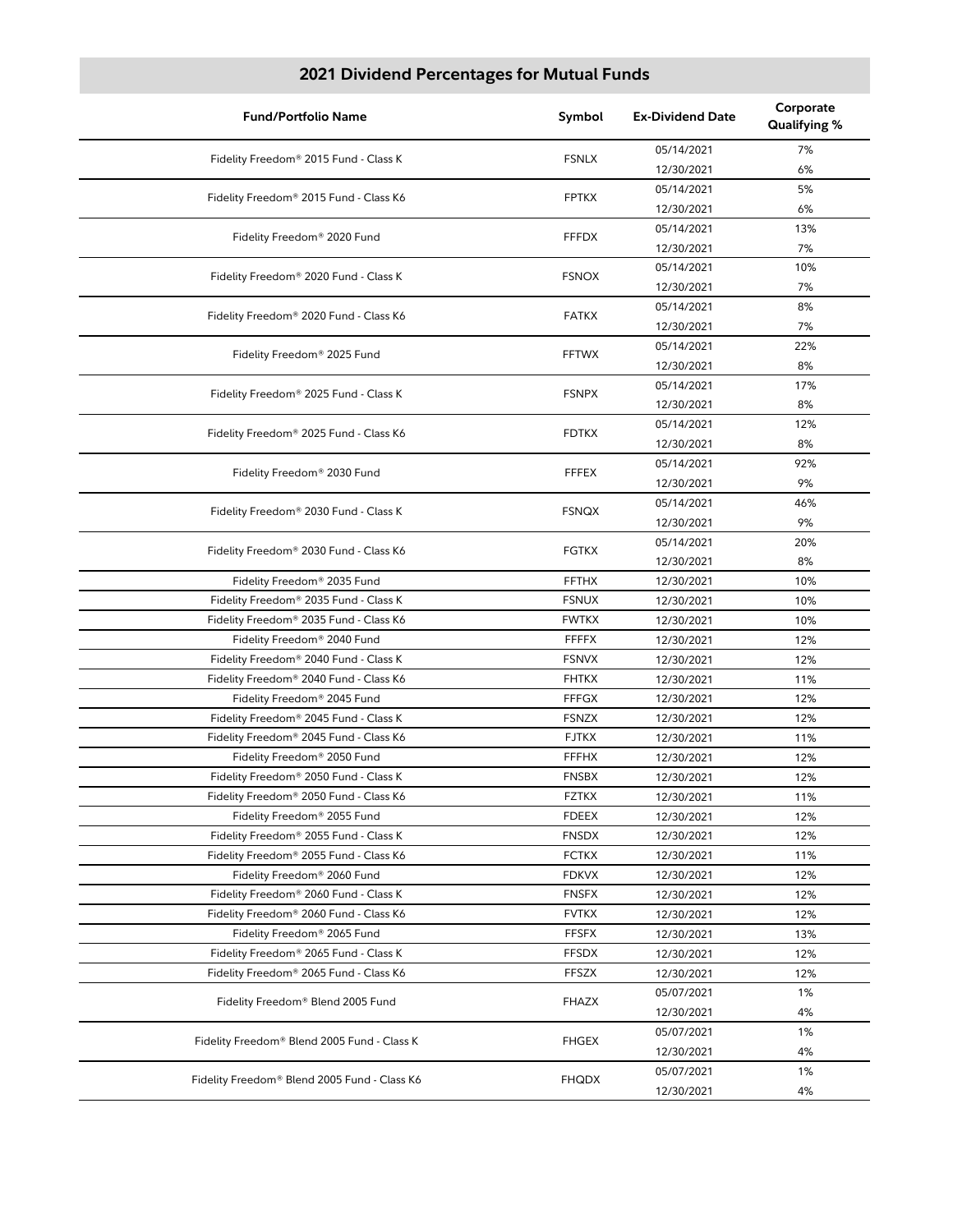## 2021 Dividend Percentages for Mutual Funds

| Fund/Portfolio Name | Symbol | Ex-Dividend Date | Corporate Qualifying % |
|---|---|---|---|
| Fidelity Freedom® 2015 Fund - Class K | FSNLX | 05/14/2021 | 7% |
| | | 12/30/2021 | 6% |
| Fidelity Freedom® 2015 Fund - Class K6 | FPTKX | 05/14/2021 | 5% |
| | | 12/30/2021 | 6% |
| Fidelity Freedom® 2020 Fund | FFFDX | 05/14/2021 | 13% |
| | | 12/30/2021 | 7% |
| Fidelity Freedom® 2020 Fund - Class K | FSNOX | 05/14/2021 | 10% |
| | | 12/30/2021 | 7% |
| Fidelity Freedom® 2020 Fund - Class K6 | FATKX | 05/14/2021 | 8% |
| | | 12/30/2021 | 7% |
| Fidelity Freedom® 2025 Fund | FFTWX | 05/14/2021 | 22% |
| | | 12/30/2021 | 8% |
| Fidelity Freedom® 2025 Fund - Class K | FSNPX | 05/14/2021 | 17% |
| | | 12/30/2021 | 8% |
| Fidelity Freedom® 2025 Fund - Class K6 | FDTKX | 05/14/2021 | 12% |
| | | 12/30/2021 | 8% |
| Fidelity Freedom® 2030 Fund | FFFEX | 05/14/2021 | 92% |
| | | 12/30/2021 | 9% |
| Fidelity Freedom® 2030 Fund - Class K | FSNQX | 05/14/2021 | 46% |
| | | 12/30/2021 | 9% |
| Fidelity Freedom® 2030 Fund - Class K6 | FGTKX | 05/14/2021 | 20% |
| | | 12/30/2021 | 8% |
| Fidelity Freedom® 2035 Fund | FFTHX | 12/30/2021 | 10% |
| Fidelity Freedom® 2035 Fund - Class K | FSNUX | 12/30/2021 | 10% |
| Fidelity Freedom® 2035 Fund - Class K6 | FWTKX | 12/30/2021 | 10% |
| Fidelity Freedom® 2040 Fund | FFFFX | 12/30/2021 | 12% |
| Fidelity Freedom® 2040 Fund - Class K | FSNVX | 12/30/2021 | 12% |
| Fidelity Freedom® 2040 Fund - Class K6 | FHTKX | 12/30/2021 | 11% |
| Fidelity Freedom® 2045 Fund | FFFGX | 12/30/2021 | 12% |
| Fidelity Freedom® 2045 Fund - Class K | FSNZX | 12/30/2021 | 12% |
| Fidelity Freedom® 2045 Fund - Class K6 | FJTKX | 12/30/2021 | 11% |
| Fidelity Freedom® 2050 Fund | FFFHX | 12/30/2021 | 12% |
| Fidelity Freedom® 2050 Fund - Class K | FNSBX | 12/30/2021 | 12% |
| Fidelity Freedom® 2050 Fund - Class K6 | FZTKX | 12/30/2021 | 11% |
| Fidelity Freedom® 2055 Fund | FDEEX | 12/30/2021 | 12% |
| Fidelity Freedom® 2055 Fund - Class K | FNSDX | 12/30/2021 | 12% |
| Fidelity Freedom® 2055 Fund - Class K6 | FCTKX | 12/30/2021 | 11% |
| Fidelity Freedom® 2060 Fund | FDKVX | 12/30/2021 | 12% |
| Fidelity Freedom® 2060 Fund - Class K | FNSFX | 12/30/2021 | 12% |
| Fidelity Freedom® 2060 Fund - Class K6 | FVTKX | 12/30/2021 | 12% |
| Fidelity Freedom® 2065 Fund | FFSFX | 12/30/2021 | 13% |
| Fidelity Freedom® 2065 Fund - Class K | FFSDX | 12/30/2021 | 12% |
| Fidelity Freedom® 2065 Fund - Class K6 | FFSZX | 12/30/2021 | 12% |
| Fidelity Freedom® Blend 2005 Fund | FHAZX | 05/07/2021 | 1% |
| | | 12/30/2021 | 4% |
| Fidelity Freedom® Blend 2005 Fund - Class K | FHGEX | 05/07/2021 | 1% |
| | | 12/30/2021 | 4% |
| Fidelity Freedom® Blend 2005 Fund - Class K6 | FHQDX | 05/07/2021 | 1% |
| | | 12/30/2021 | 4% |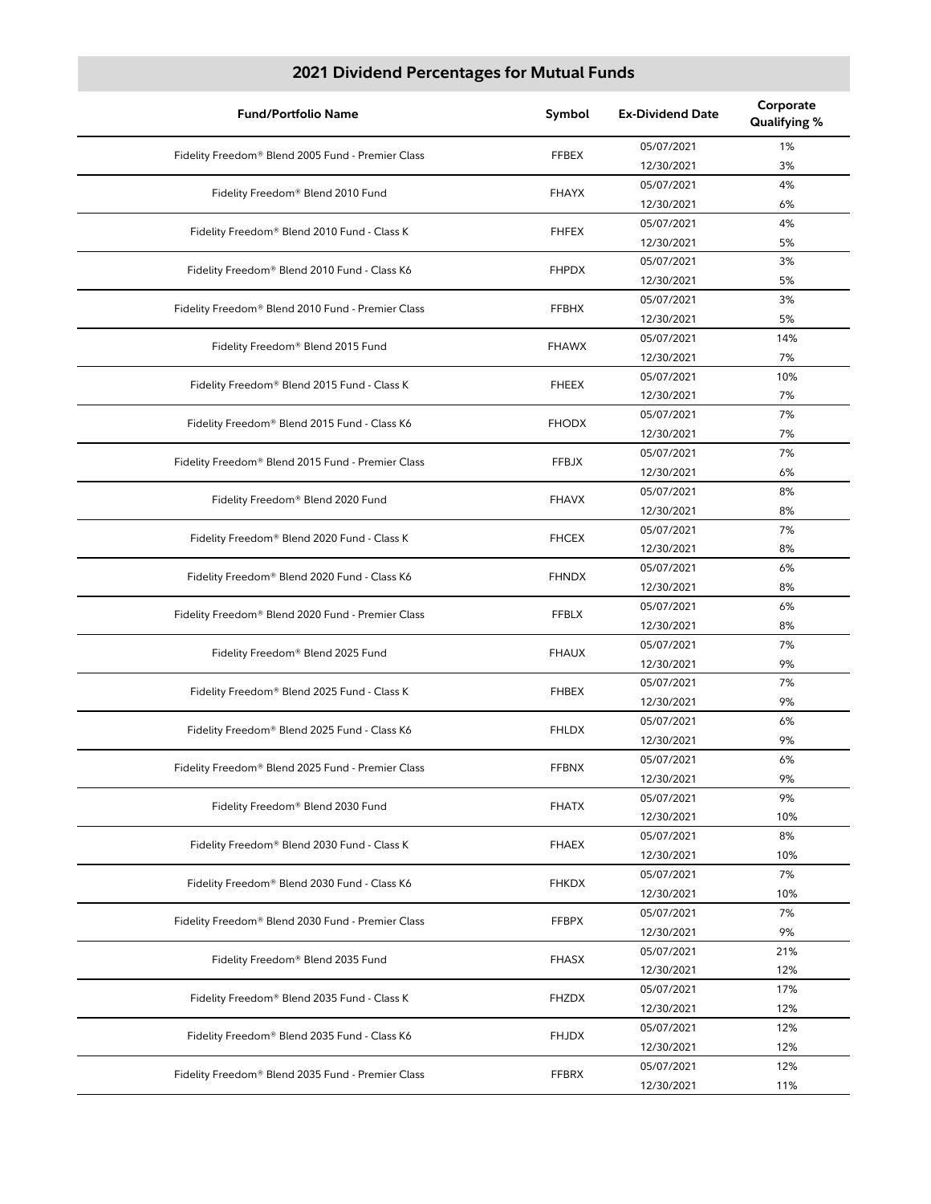## 2021 Dividend Percentages for Mutual Funds

| Fund/Portfolio Name | Symbol | Ex-Dividend Date | Corporate Qualifying % |
|---|---|---|---|
| Fidelity Freedom® Blend 2005 Fund - Premier Class | FFBEX | 05/07/2021 | 1% |
| | | 12/30/2021 | 3% |
| Fidelity Freedom® Blend 2010 Fund | FHAYX | 05/07/2021 | 4% |
| | | 12/30/2021 | 6% |
| Fidelity Freedom® Blend 2010 Fund - Class K | FHFEX | 05/07/2021 | 4% |
| | | 12/30/2021 | 5% |
| Fidelity Freedom® Blend 2010 Fund - Class K6 | FHPDX | 05/07/2021 | 3% |
| | | 12/30/2021 | 5% |
| Fidelity Freedom® Blend 2010 Fund - Premier Class | FFBHX | 05/07/2021 | 3% |
| | | 12/30/2021 | 5% |
| Fidelity Freedom® Blend 2015 Fund | FHAWX | 05/07/2021 | 14% |
| | | 12/30/2021 | 7% |
| Fidelity Freedom® Blend 2015 Fund - Class K | FHEEX | 05/07/2021 | 10% |
| | | 12/30/2021 | 7% |
| Fidelity Freedom® Blend 2015 Fund - Class K6 | FHODX | 05/07/2021 | 7% |
| | | 12/30/2021 | 7% |
| Fidelity Freedom® Blend 2015 Fund - Premier Class | FFBJX | 05/07/2021 | 7% |
| | | 12/30/2021 | 6% |
| Fidelity Freedom® Blend 2020 Fund | FHAVX | 05/07/2021 | 8% |
| | | 12/30/2021 | 8% |
| Fidelity Freedom® Blend 2020 Fund - Class K | FHCEX | 05/07/2021 | 7% |
| | | 12/30/2021 | 8% |
| Fidelity Freedom® Blend 2020 Fund - Class K6 | FHNDX | 05/07/2021 | 6% |
| | | 12/30/2021 | 8% |
| Fidelity Freedom® Blend 2020 Fund - Premier Class | FFBLX | 05/07/2021 | 6% |
| | | 12/30/2021 | 8% |
| Fidelity Freedom® Blend 2025 Fund | FHAUX | 05/07/2021 | 7% |
| | | 12/30/2021 | 9% |
| Fidelity Freedom® Blend 2025 Fund - Class K | FHBEX | 05/07/2021 | 7% |
| | | 12/30/2021 | 9% |
| Fidelity Freedom® Blend 2025 Fund - Class K6 | FHLDX | 05/07/2021 | 6% |
| | | 12/30/2021 | 9% |
| Fidelity Freedom® Blend 2025 Fund - Premier Class | FFBNX | 05/07/2021 | 6% |
| | | 12/30/2021 | 9% |
| Fidelity Freedom® Blend 2030 Fund | FHATX | 05/07/2021 | 9% |
| | | 12/30/2021 | 10% |
| Fidelity Freedom® Blend 2030 Fund - Class K | FHAEX | 05/07/2021 | 8% |
| | | 12/30/2021 | 10% |
| Fidelity Freedom® Blend 2030 Fund - Class K6 | FHKDX | 05/07/2021 | 7% |
| | | 12/30/2021 | 10% |
| Fidelity Freedom® Blend 2030 Fund - Premier Class | FFBPX | 05/07/2021 | 7% |
| | | 12/30/2021 | 9% |
| Fidelity Freedom® Blend 2035 Fund | FHASX | 05/07/2021 | 21% |
| | | 12/30/2021 | 12% |
| Fidelity Freedom® Blend 2035 Fund - Class K | FHZDX | 05/07/2021 | 17% |
| | | 12/30/2021 | 12% |
| Fidelity Freedom® Blend 2035 Fund - Class K6 | FHJDX | 05/07/2021 | 12% |
| | | 12/30/2021 | 12% |
| Fidelity Freedom® Blend 2035 Fund - Premier Class | FFBRX | 05/07/2021 | 12% |
| | | 12/30/2021 | 11% |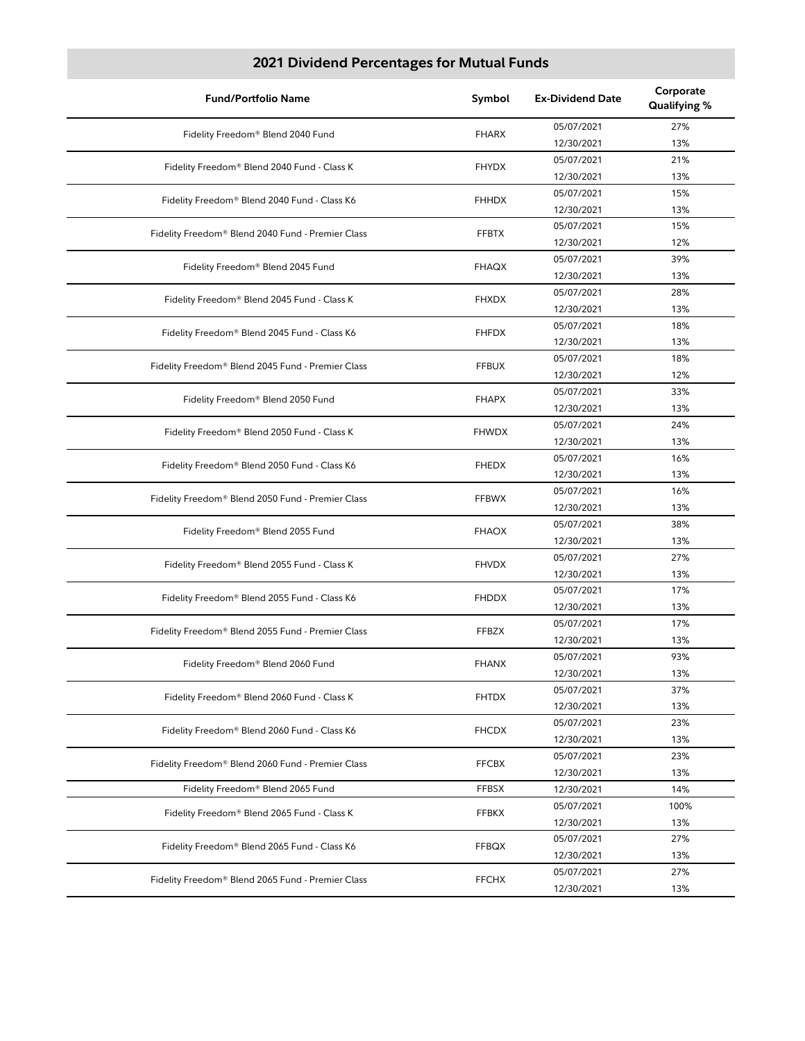## 2021 Dividend Percentages for Mutual Funds

| Fund/Portfolio Name | Symbol | Ex-Dividend Date | Corporate Qualifying % |
|---|---|---|---|
| Fidelity Freedom® Blend 2040 Fund | FHARX | 05/07/2021 | 27% |
| | | 12/30/2021 | 13% |
| Fidelity Freedom® Blend 2040 Fund - Class K | FHYDX | 05/07/2021 | 21% |
| | | 12/30/2021 | 13% |
| Fidelity Freedom® Blend 2040 Fund - Class K6 | FHHDX | 05/07/2021 | 15% |
| | | 12/30/2021 | 13% |
| Fidelity Freedom® Blend 2040 Fund - Premier Class | FFBTX | 05/07/2021 | 15% |
| | | 12/30/2021 | 12% |
| Fidelity Freedom® Blend 2045 Fund | FHAQX | 05/07/2021 | 39% |
| | | 12/30/2021 | 13% |
| Fidelity Freedom® Blend 2045 Fund - Class K | FHXDX | 05/07/2021 | 28% |
| | | 12/30/2021 | 13% |
| Fidelity Freedom® Blend 2045 Fund - Class K6 | FHFDX | 05/07/2021 | 18% |
| | | 12/30/2021 | 13% |
| Fidelity Freedom® Blend 2045 Fund - Premier Class | FFBUX | 05/07/2021 | 18% |
| | | 12/30/2021 | 12% |
| Fidelity Freedom® Blend 2050 Fund | FHAPX | 05/07/2021 | 33% |
| | | 12/30/2021 | 13% |
| Fidelity Freedom® Blend 2050 Fund - Class K | FHWDX | 05/07/2021 | 24% |
| | | 12/30/2021 | 13% |
| Fidelity Freedom® Blend 2050 Fund - Class K6 | FHEDX | 05/07/2021 | 16% |
| | | 12/30/2021 | 13% |
| Fidelity Freedom® Blend 2050 Fund - Premier Class | FFBWX | 05/07/2021 | 16% |
| | | 12/30/2021 | 13% |
| Fidelity Freedom® Blend 2055 Fund | FHAOX | 05/07/2021 | 38% |
| | | 12/30/2021 | 13% |
| Fidelity Freedom® Blend 2055 Fund - Class K | FHVDX | 05/07/2021 | 27% |
| | | 12/30/2021 | 13% |
| Fidelity Freedom® Blend 2055 Fund - Class K6 | FHDDX | 05/07/2021 | 17% |
| | | 12/30/2021 | 13% |
| Fidelity Freedom® Blend 2055 Fund - Premier Class | FFBZX | 05/07/2021 | 17% |
| | | 12/30/2021 | 13% |
| Fidelity Freedom® Blend 2060 Fund | FHANX | 05/07/2021 | 93% |
| | | 12/30/2021 | 13% |
| Fidelity Freedom® Blend 2060 Fund - Class K | FHTDX | 05/07/2021 | 37% |
| | | 12/30/2021 | 13% |
| Fidelity Freedom® Blend 2060 Fund - Class K6 | FHCDX | 05/07/2021 | 23% |
| | | 12/30/2021 | 13% |
| Fidelity Freedom® Blend 2060 Fund - Premier Class | FFCBX | 05/07/2021 | 23% |
| | | 12/30/2021 | 13% |
| Fidelity Freedom® Blend 2065 Fund | FFBSX | 12/30/2021 | 14% |
| Fidelity Freedom® Blend 2065 Fund - Class K | FFBKX | 05/07/2021 | 100% |
| | | 12/30/2021 | 13% |
| Fidelity Freedom® Blend 2065 Fund - Class K6 | FFBQX | 05/07/2021 | 27% |
| | | 12/30/2021 | 13% |
| Fidelity Freedom® Blend 2065 Fund - Premier Class | FFCHX | 05/07/2021 | 27% |
| | | 12/30/2021 | 13% |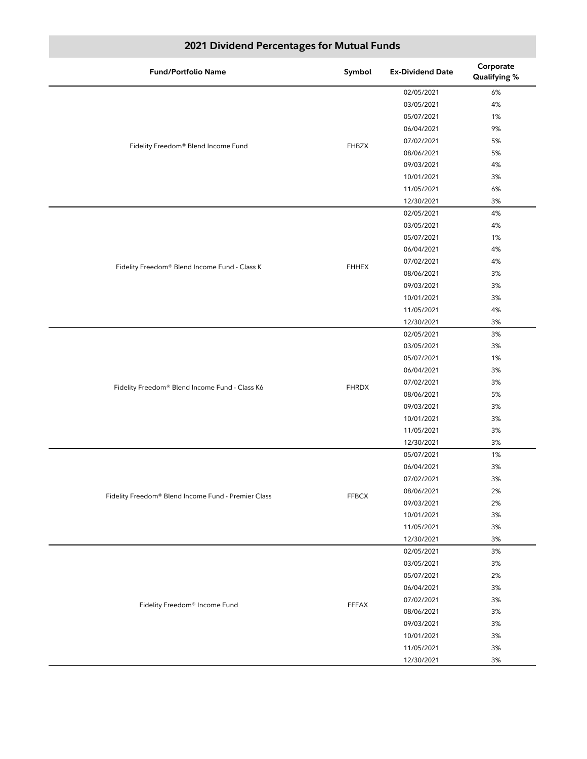## 2021 Dividend Percentages for Mutual Funds

| Fund/Portfolio Name | Symbol | Ex-Dividend Date | Corporate Qualifying % |
|---|---|---|---|
| Fidelity Freedom® Blend Income Fund | FHBZX | 02/05/2021 | 6% |
| | | 03/05/2021 | 4% |
| | | 05/07/2021 | 1% |
| | | 06/04/2021 | 9% |
| | | 07/02/2021 | 5% |
| | | 08/06/2021 | 5% |
| | | 09/03/2021 | 4% |
| | | 10/01/2021 | 3% |
| | | 11/05/2021 | 6% |
| | | 12/30/2021 | 3% |
| Fidelity Freedom® Blend Income Fund - Class K | FHHEX | 02/05/2021 | 4% |
| | | 03/05/2021 | 4% |
| | | 05/07/2021 | 1% |
| | | 06/04/2021 | 4% |
| | | 07/02/2021 | 4% |
| | | 08/06/2021 | 3% |
| | | 09/03/2021 | 3% |
| | | 10/01/2021 | 3% |
| | | 11/05/2021 | 4% |
| | | 12/30/2021 | 3% |
| Fidelity Freedom® Blend Income Fund - Class K6 | FHRDX | 02/05/2021 | 3% |
| | | 03/05/2021 | 3% |
| | | 05/07/2021 | 1% |
| | | 06/04/2021 | 3% |
| | | 07/02/2021 | 3% |
| | | 08/06/2021 | 5% |
| | | 09/03/2021 | 3% |
| | | 10/01/2021 | 3% |
| | | 11/05/2021 | 3% |
| | | 12/30/2021 | 3% |
| Fidelity Freedom® Blend Income Fund - Premier Class | FFBCX | 05/07/2021 | 1% |
| | | 06/04/2021 | 3% |
| | | 07/02/2021 | 3% |
| | | 08/06/2021 | 2% |
| | | 09/03/2021 | 2% |
| | | 10/01/2021 | 3% |
| | | 11/05/2021 | 3% |
| | | 12/30/2021 | 3% |
| Fidelity Freedom® Income Fund | FFFAX | 02/05/2021 | 3% |
| | | 03/05/2021 | 3% |
| | | 05/07/2021 | 2% |
| | | 06/04/2021 | 3% |
| | | 07/02/2021 | 3% |
| | | 08/06/2021 | 3% |
| | | 09/03/2021 | 3% |
| | | 10/01/2021 | 3% |
| | | 11/05/2021 | 3% |
| | | 12/30/2021 | 3% |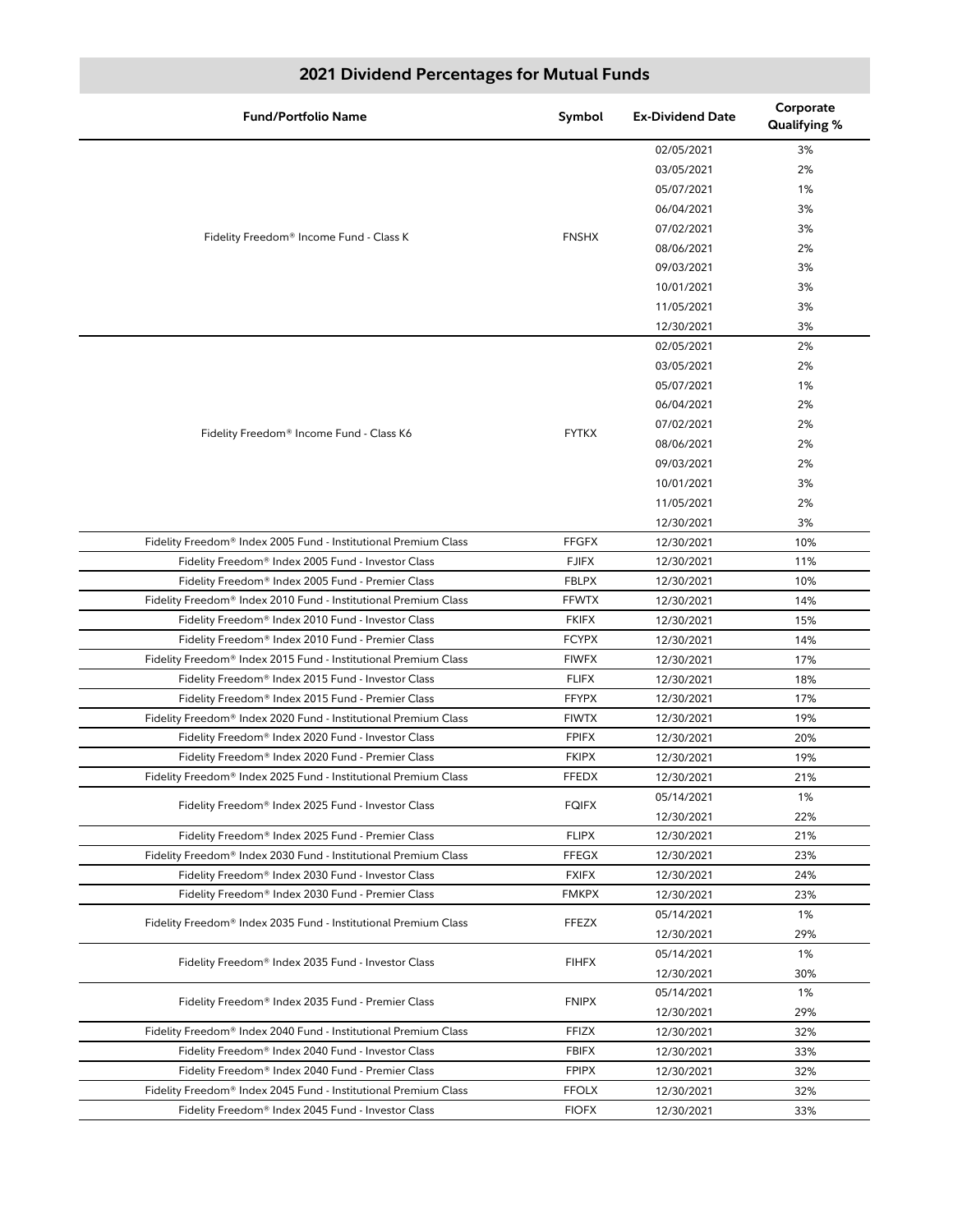## 2021 Dividend Percentages for Mutual Funds

| Fund/Portfolio Name | Symbol | Ex-Dividend Date | Corporate Qualifying % |
|---|---|---|---|
| Fidelity Freedom® Income Fund - Class K | FNSHX | 02/05/2021 | 3% |
| | | 03/05/2021 | 2% |
| | | 05/07/2021 | 1% |
| | | 06/04/2021 | 3% |
| | | 07/02/2021 | 3% |
| | | 08/06/2021 | 2% |
| | | 09/03/2021 | 3% |
| | | 10/01/2021 | 3% |
| | | 11/05/2021 | 3% |
| | | 12/30/2021 | 3% |
| Fidelity Freedom® Income Fund - Class K6 | FYTKX | 02/05/2021 | 2% |
| | | 03/05/2021 | 2% |
| | | 05/07/2021 | 1% |
| | | 06/04/2021 | 2% |
| | | 07/02/2021 | 2% |
| | | 08/06/2021 | 2% |
| | | 09/03/2021 | 2% |
| | | 10/01/2021 | 3% |
| | | 11/05/2021 | 2% |
| | | 12/30/2021 | 3% |
| Fidelity Freedom® Index 2005 Fund - Institutional Premium Class | FFGFX | 12/30/2021 | 10% |
| Fidelity Freedom® Index 2005 Fund - Investor Class | FJIFX | 12/30/2021 | 11% |
| Fidelity Freedom® Index 2005 Fund - Premier Class | FBLPX | 12/30/2021 | 10% |
| Fidelity Freedom® Index 2010 Fund - Institutional Premium Class | FFWTX | 12/30/2021 | 14% |
| Fidelity Freedom® Index 2010 Fund - Investor Class | FKIFX | 12/30/2021 | 15% |
| Fidelity Freedom® Index 2010 Fund - Premier Class | FCYPX | 12/30/2021 | 14% |
| Fidelity Freedom® Index 2015 Fund - Institutional Premium Class | FIWFX | 12/30/2021 | 17% |
| Fidelity Freedom® Index 2015 Fund - Investor Class | FLIFX | 12/30/2021 | 18% |
| Fidelity Freedom® Index 2015 Fund - Premier Class | FFYPX | 12/30/2021 | 17% |
| Fidelity Freedom® Index 2020 Fund - Institutional Premium Class | FIWTX | 12/30/2021 | 19% |
| Fidelity Freedom® Index 2020 Fund - Investor Class | FPIFX | 12/30/2021 | 20% |
| Fidelity Freedom® Index 2020 Fund - Premier Class | FKIPX | 12/30/2021 | 19% |
| Fidelity Freedom® Index 2025 Fund - Institutional Premium Class | FFEDX | 12/30/2021 | 21% |
| Fidelity Freedom® Index 2025 Fund - Investor Class | FQIFX | 05/14/2021 | 1% |
| | | 12/30/2021 | 22% |
| Fidelity Freedom® Index 2025 Fund - Premier Class | FLIPX | 12/30/2021 | 21% |
| Fidelity Freedom® Index 2030 Fund - Institutional Premium Class | FFEGX | 12/30/2021 | 23% |
| Fidelity Freedom® Index 2030 Fund - Investor Class | FXIFX | 12/30/2021 | 24% |
| Fidelity Freedom® Index 2030 Fund - Premier Class | FMKPX | 12/30/2021 | 23% |
| Fidelity Freedom® Index 2035 Fund - Institutional Premium Class | FFEZX | 05/14/2021 | 1% |
| | | 12/30/2021 | 29% |
| Fidelity Freedom® Index 2035 Fund - Investor Class | FIHFX | 05/14/2021 | 1% |
| | | 12/30/2021 | 30% |
| Fidelity Freedom® Index 2035 Fund - Premier Class | FNIPX | 05/14/2021 | 1% |
| | | 12/30/2021 | 29% |
| Fidelity Freedom® Index 2040 Fund - Institutional Premium Class | FFIZX | 12/30/2021 | 32% |
| Fidelity Freedom® Index 2040 Fund - Investor Class | FBIFX | 12/30/2021 | 33% |
| Fidelity Freedom® Index 2040 Fund - Premier Class | FPIPX | 12/30/2021 | 32% |
| Fidelity Freedom® Index 2045 Fund - Institutional Premium Class | FFOLX | 12/30/2021 | 32% |
| Fidelity Freedom® Index 2045 Fund - Investor Class | FIOFX | 12/30/2021 | 33% |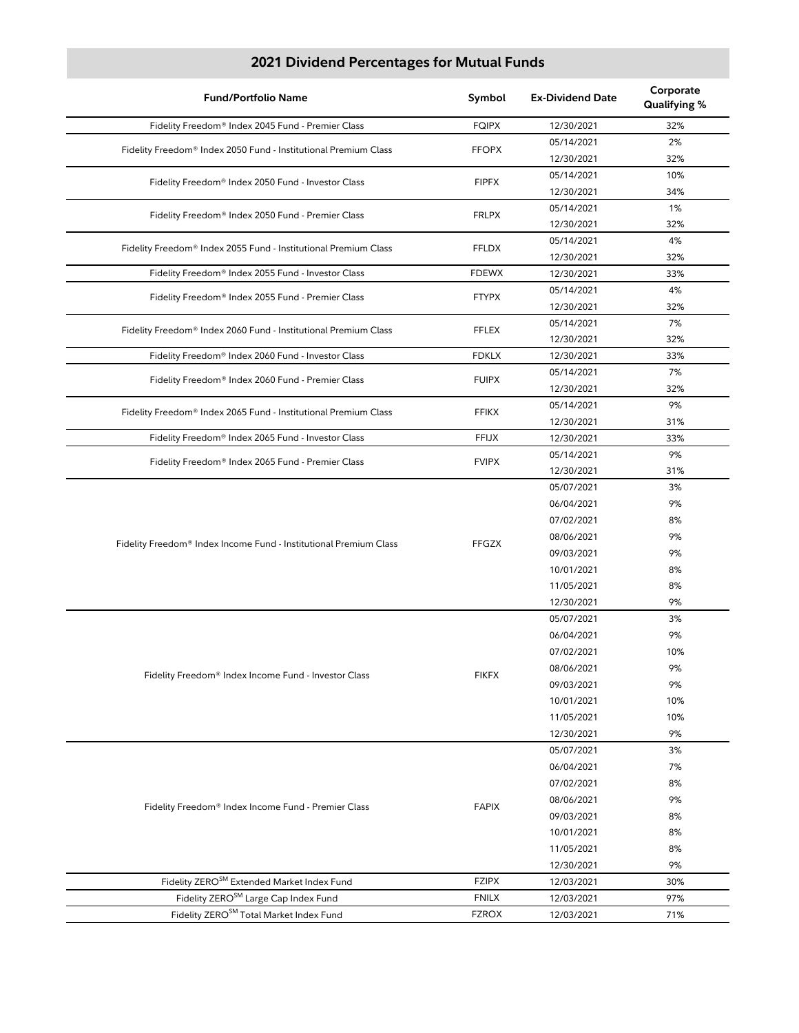## 2021 Dividend Percentages for Mutual Funds

| Fund/Portfolio Name | Symbol | Ex-Dividend Date | Corporate Qualifying % |
|---|---|---|---|
| Fidelity Freedom® Index 2045 Fund - Premier Class | FQIPX | 12/30/2021 | 32% |
| Fidelity Freedom® Index 2050 Fund - Institutional Premium Class | FFOPX | 05/14/2021 | 2% |
| | | 12/30/2021 | 32% |
| Fidelity Freedom® Index 2050 Fund - Investor Class | FIPFX | 05/14/2021 | 10% |
| | | 12/30/2021 | 34% |
| Fidelity Freedom® Index 2050 Fund - Premier Class | FRLPX | 05/14/2021 | 1% |
| | | 12/30/2021 | 32% |
| Fidelity Freedom® Index 2055 Fund - Institutional Premium Class | FFLDX | 05/14/2021 | 4% |
| | | 12/30/2021 | 32% |
| Fidelity Freedom® Index 2055 Fund - Investor Class | FDEWX | 12/30/2021 | 33% |
| Fidelity Freedom® Index 2055 Fund - Premier Class | FTYPX | 05/14/2021 | 4% |
| | | 12/30/2021 | 32% |
| Fidelity Freedom® Index 2060 Fund - Institutional Premium Class | FFLEX | 05/14/2021 | 7% |
| | | 12/30/2021 | 32% |
| Fidelity Freedom® Index 2060 Fund - Investor Class | FDKLX | 12/30/2021 | 33% |
| Fidelity Freedom® Index 2060 Fund - Premier Class | FUIPX | 05/14/2021 | 7% |
| | | 12/30/2021 | 32% |
| Fidelity Freedom® Index 2065 Fund - Institutional Premium Class | FFIKX | 05/14/2021 | 9% |
| | | 12/30/2021 | 31% |
| Fidelity Freedom® Index 2065 Fund - Investor Class | FFIJX | 12/30/2021 | 33% |
| Fidelity Freedom® Index 2065 Fund - Premier Class | FVIPX | 05/14/2021 | 9% |
| | | 12/30/2021 | 31% |
| Fidelity Freedom® Index Income Fund - Institutional Premium Class | FFGZX | 05/07/2021 | 3% |
| | | 06/04/2021 | 9% |
| | | 07/02/2021 | 8% |
| | | 08/06/2021 | 9% |
| | | 09/03/2021 | 9% |
| | | 10/01/2021 | 8% |
| | | 11/05/2021 | 8% |
| | | 12/30/2021 | 9% |
| Fidelity Freedom® Index Income Fund - Investor Class | FIKFX | 05/07/2021 | 3% |
| | | 06/04/2021 | 9% |
| | | 07/02/2021 | 10% |
| | | 08/06/2021 | 9% |
| | | 09/03/2021 | 9% |
| | | 10/01/2021 | 10% |
| | | 11/05/2021 | 10% |
| | | 12/30/2021 | 9% |
| Fidelity Freedom® Index Income Fund - Premier Class | FAPIX | 05/07/2021 | 3% |
| | | 06/04/2021 | 7% |
| | | 07/02/2021 | 8% |
| | | 08/06/2021 | 9% |
| | | 09/03/2021 | 8% |
| | | 10/01/2021 | 8% |
| | | 11/05/2021 | 8% |
| | | 12/30/2021 | 9% |
| Fidelity ZERO℠ Extended Market Index Fund | FZIPX | 12/03/2021 | 30% |
| Fidelity ZERO℠ Large Cap Index Fund | FNILX | 12/03/2021 | 97% |
| Fidelity ZERO℠ Total Market Index Fund | FZROX | 12/03/2021 | 71% |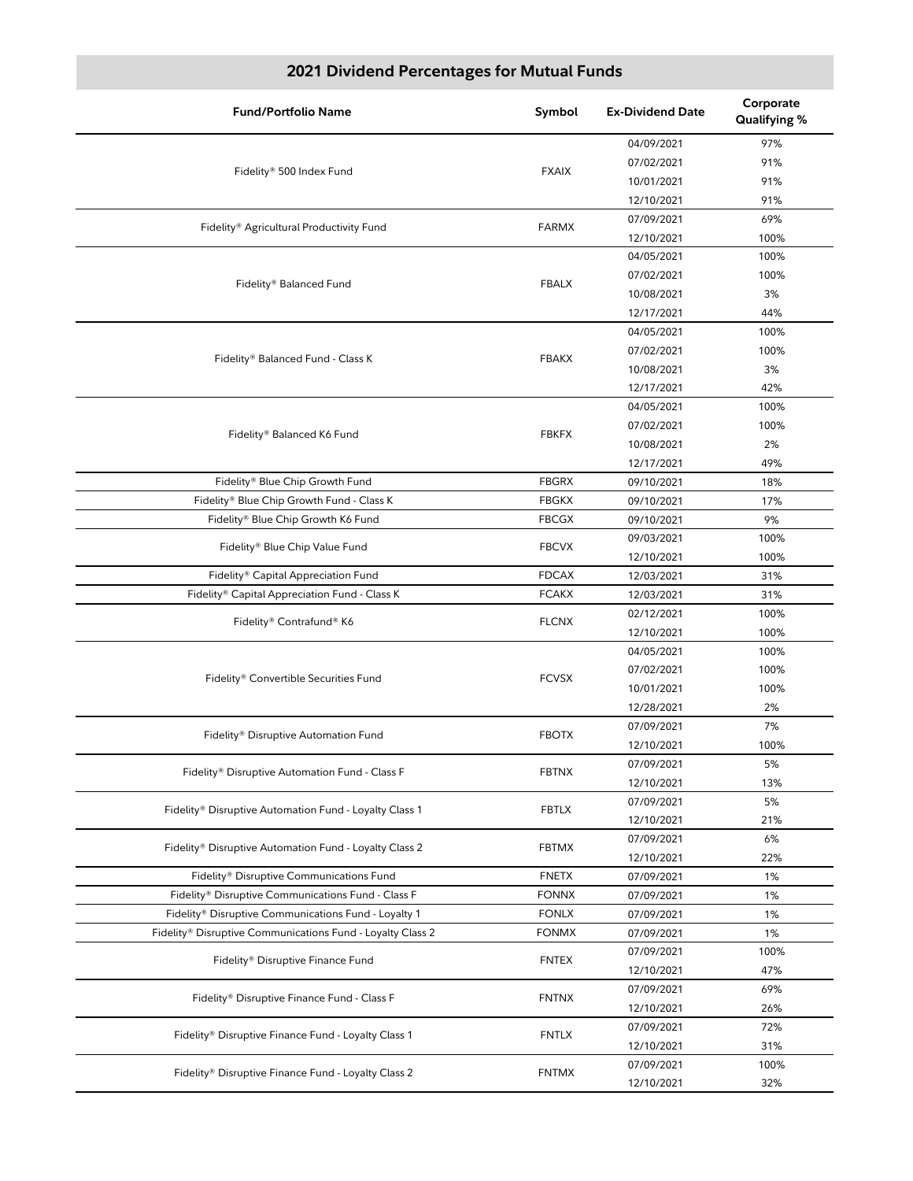## 2021 Dividend Percentages for Mutual Funds

| Fund/Portfolio Name | Symbol | Ex-Dividend Date | Corporate Qualifying % |
|---|---|---|---|
| Fidelity® 500 Index Fund | FXAIX | 04/09/2021 | 97% |
| | | 07/02/2021 | 91% |
| | | 10/01/2021 | 91% |
| | | 12/10/2021 | 91% |
| Fidelity® Agricultural Productivity Fund | FARMX | 07/09/2021 | 69% |
| | | 12/10/2021 | 100% |
| Fidelity® Balanced Fund | FBALX | 04/05/2021 | 100% |
| | | 07/02/2021 | 100% |
| | | 10/08/2021 | 3% |
| | | 12/17/2021 | 44% |
| Fidelity® Balanced Fund - Class K | FBAKX | 04/05/2021 | 100% |
| | | 07/02/2021 | 100% |
| | | 10/08/2021 | 3% |
| | | 12/17/2021 | 42% |
| Fidelity® Balanced K6 Fund | FBKFX | 04/05/2021 | 100% |
| | | 07/02/2021 | 100% |
| | | 10/08/2021 | 2% |
| | | 12/17/2021 | 49% |
| Fidelity® Blue Chip Growth Fund | FBGRX | 09/10/2021 | 18% |
| Fidelity® Blue Chip Growth Fund - Class K | FBGKX | 09/10/2021 | 17% |
| Fidelity® Blue Chip Growth K6 Fund | FBCGX | 09/10/2021 | 9% |
| Fidelity® Blue Chip Value Fund | FBCVX | 09/03/2021 | 100% |
| | | 12/10/2021 | 100% |
| Fidelity® Capital Appreciation Fund | FDCAX | 12/03/2021 | 31% |
| Fidelity® Capital Appreciation Fund - Class K | FCAKX | 12/03/2021 | 31% |
| Fidelity® Contrafund® K6 | FLCNX | 02/12/2021 | 100% |
| | | 12/10/2021 | 100% |
| Fidelity® Convertible Securities Fund | FCVSX | 04/05/2021 | 100% |
| | | 07/02/2021 | 100% |
| | | 10/01/2021 | 100% |
| | | 12/28/2021 | 2% |
| Fidelity® Disruptive Automation Fund | FBOTX | 07/09/2021 | 7% |
| | | 12/10/2021 | 100% |
| Fidelity® Disruptive Automation Fund - Class F | FBTNX | 07/09/2021 | 5% |
| | | 12/10/2021 | 13% |
| Fidelity® Disruptive Automation Fund - Loyalty Class 1 | FBTLX | 07/09/2021 | 5% |
| | | 12/10/2021 | 21% |
| Fidelity® Disruptive Automation Fund - Loyalty Class 2 | FBTMX | 07/09/2021 | 6% |
| | | 12/10/2021 | 22% |
| Fidelity® Disruptive Communications Fund | FNETX | 07/09/2021 | 1% |
| Fidelity® Disruptive Communications Fund - Class F | FONNX | 07/09/2021 | 1% |
| Fidelity® Disruptive Communications Fund - Loyalty 1 | FONLX | 07/09/2021 | 1% |
| Fidelity® Disruptive Communications Fund - Loyalty Class 2 | FONMX | 07/09/2021 | 1% |
| Fidelity® Disruptive Finance Fund | FNTEX | 07/09/2021 | 100% |
| | | 12/10/2021 | 47% |
| Fidelity® Disruptive Finance Fund - Class F | FNTNX | 07/09/2021 | 69% |
| | | 12/10/2021 | 26% |
| Fidelity® Disruptive Finance Fund - Loyalty Class 1 | FNTLX | 07/09/2021 | 72% |
| | | 12/10/2021 | 31% |
| Fidelity® Disruptive Finance Fund - Loyalty Class 2 | FNTMX | 07/09/2021 | 100% |
| | | 12/10/2021 | 32% |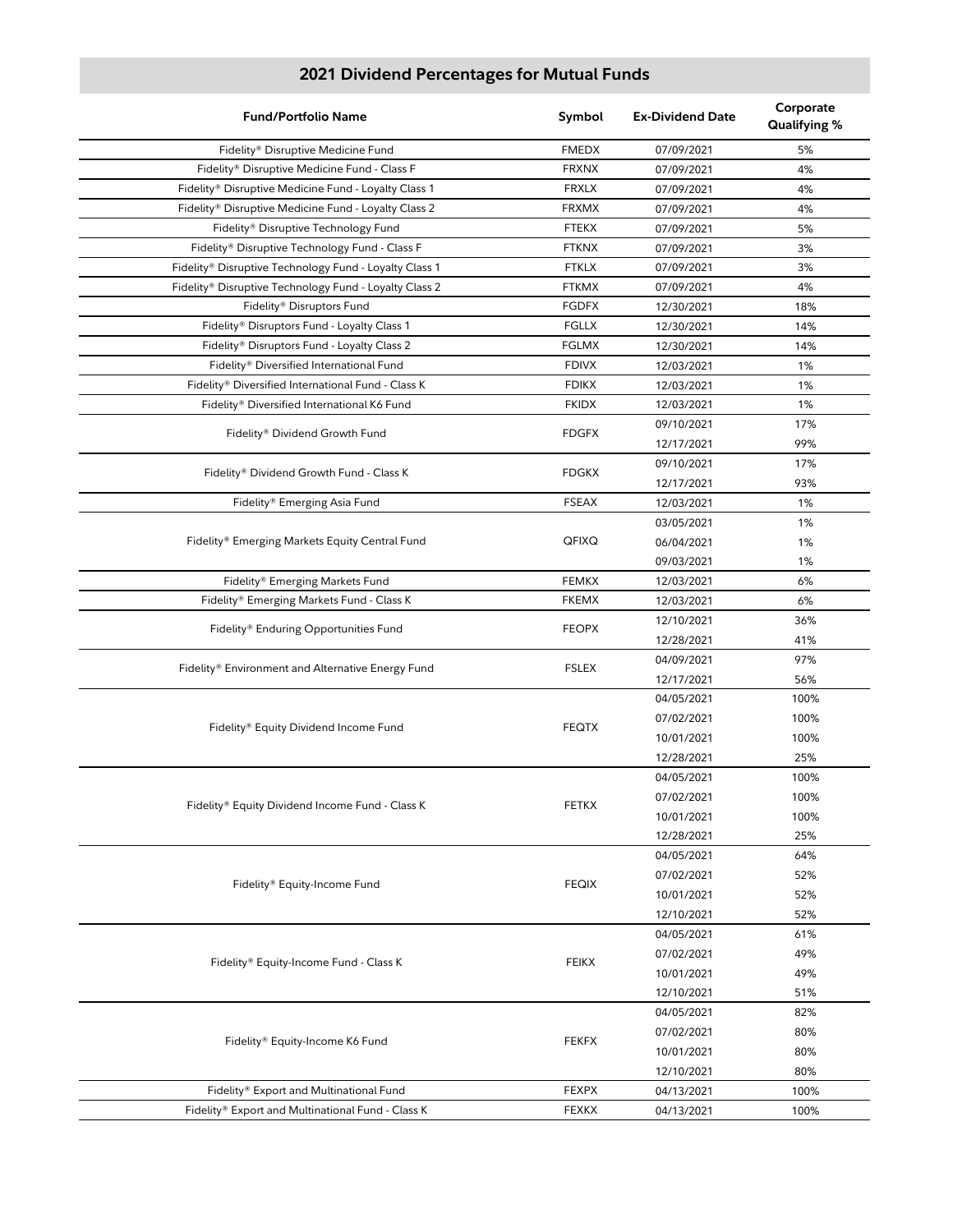## 2021 Dividend Percentages for Mutual Funds

| Fund/Portfolio Name | Symbol | Ex-Dividend Date | Corporate Qualifying % |
|---|---|---|---|
| Fidelity® Disruptive Medicine Fund | FMEDX | 07/09/2021 | 5% |
| Fidelity® Disruptive Medicine Fund - Class F | FRXNX | 07/09/2021 | 4% |
| Fidelity® Disruptive Medicine Fund - Loyalty Class 1 | FRXLX | 07/09/2021 | 4% |
| Fidelity® Disruptive Medicine Fund - Loyalty Class 2 | FRXMX | 07/09/2021 | 4% |
| Fidelity® Disruptive Technology Fund | FTEKX | 07/09/2021 | 5% |
| Fidelity® Disruptive Technology Fund - Class F | FTKNX | 07/09/2021 | 3% |
| Fidelity® Disruptive Technology Fund - Loyalty Class 1 | FTKLX | 07/09/2021 | 3% |
| Fidelity® Disruptive Technology Fund - Loyalty Class 2 | FTKMX | 07/09/2021 | 4% |
| Fidelity® Disruptors Fund | FGDFX | 12/30/2021 | 18% |
| Fidelity® Disruptors Fund - Loyalty Class 1 | FGLLX | 12/30/2021 | 14% |
| Fidelity® Disruptors Fund - Loyalty Class 2 | FGLMX | 12/30/2021 | 14% |
| Fidelity® Diversified International Fund | FDIVX | 12/03/2021 | 1% |
| Fidelity® Diversified International Fund - Class K | FDIKX | 12/03/2021 | 1% |
| Fidelity® Diversified International K6 Fund | FKIDX | 12/03/2021 | 1% |
| Fidelity® Dividend Growth Fund | FDGFX | 09/10/2021 | 17% |
| | | 12/17/2021 | 99% |
| Fidelity® Dividend Growth Fund - Class K | FDGKX | 09/10/2021 | 17% |
| | | 12/17/2021 | 93% |
| Fidelity® Emerging Asia Fund | FSEAX | 12/03/2021 | 1% |
| Fidelity® Emerging Markets Equity Central Fund | QFIXQ | 03/05/2021 | 1% |
| | | 06/04/2021 | 1% |
| | | 09/03/2021 | 1% |
| Fidelity® Emerging Markets Fund | FEMKX | 12/03/2021 | 6% |
| Fidelity® Emerging Markets Fund - Class K | FKEMX | 12/03/2021 | 6% |
| Fidelity® Enduring Opportunities Fund | FEOPX | 12/10/2021 | 36% |
| | | 12/28/2021 | 41% |
| Fidelity® Environment and Alternative Energy Fund | FSLEX | 04/09/2021 | 97% |
| | | 12/17/2021 | 56% |
| Fidelity® Equity Dividend Income Fund | FEQTX | 04/05/2021 | 100% |
| | | 07/02/2021 | 100% |
| | | 10/01/2021 | 100% |
| | | 12/28/2021 | 25% |
| Fidelity® Equity Dividend Income Fund - Class K | FETKX | 04/05/2021 | 100% |
| | | 07/02/2021 | 100% |
| | | 10/01/2021 | 100% |
| | | 12/28/2021 | 25% |
| Fidelity® Equity-Income Fund | FEQIX | 04/05/2021 | 64% |
| | | 07/02/2021 | 52% |
| | | 10/01/2021 | 52% |
| | | 12/10/2021 | 52% |
| Fidelity® Equity-Income Fund - Class K | FEIKX | 04/05/2021 | 61% |
| | | 07/02/2021 | 49% |
| | | 10/01/2021 | 49% |
| | | 12/10/2021 | 51% |
| Fidelity® Equity-Income K6 Fund | FEKFX | 04/05/2021 | 82% |
| | | 07/02/2021 | 80% |
| | | 10/01/2021 | 80% |
| | | 12/10/2021 | 80% |
| Fidelity® Export and Multinational Fund | FEXPX | 04/13/2021 | 100% |
| Fidelity® Export and Multinational Fund - Class K | FEXKX | 04/13/2021 | 100% |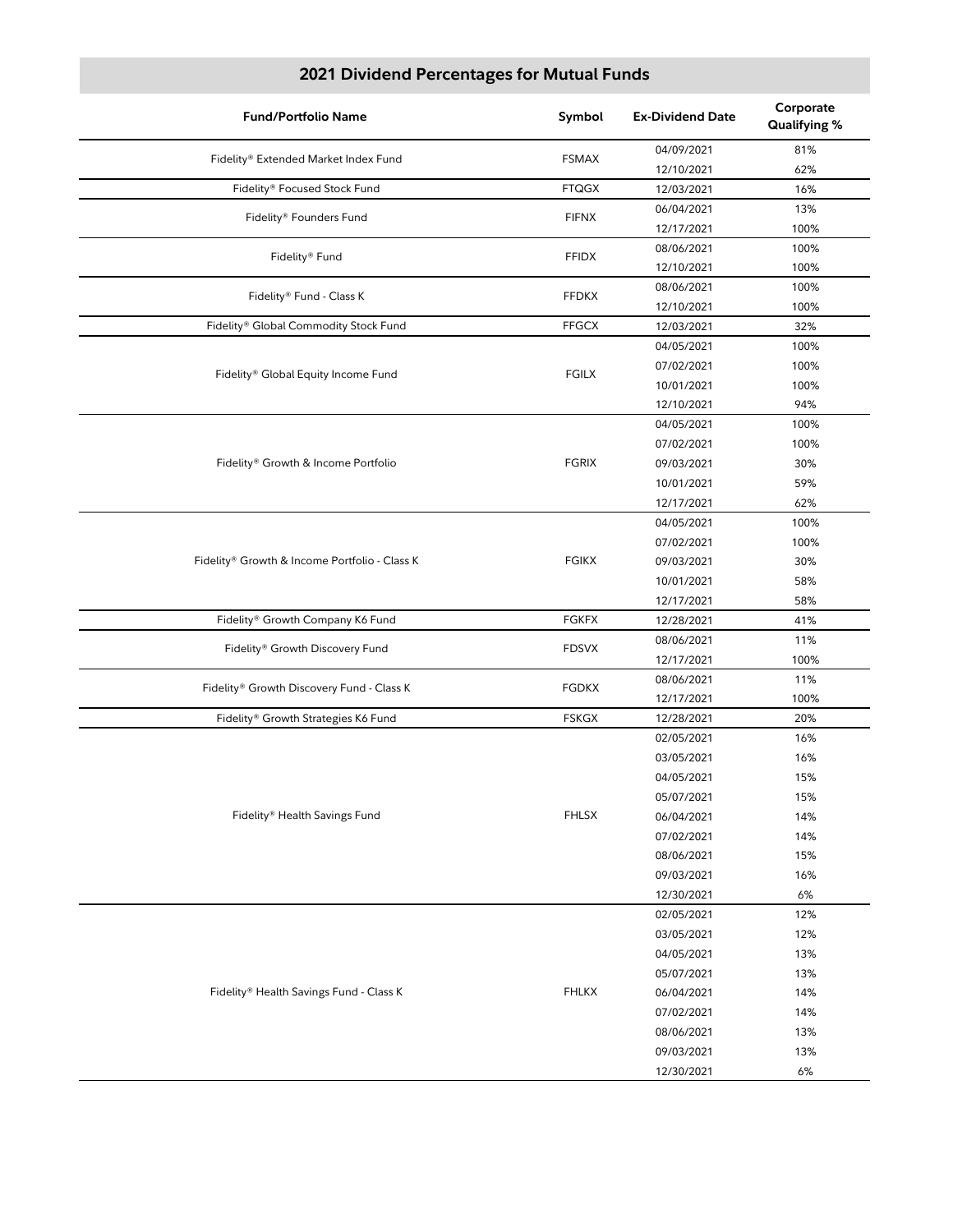## 2021 Dividend Percentages for Mutual Funds

| Fund/Portfolio Name | Symbol | Ex-Dividend Date | Corporate Qualifying % |
|---|---|---|---|
| Fidelity® Extended Market Index Fund | FSMAX | 04/09/2021 | 81% |
| | | 12/10/2021 | 62% |
| Fidelity® Focused Stock Fund | FTQGX | 12/03/2021 | 16% |
| Fidelity® Founders Fund | FIFNX | 06/04/2021 | 13% |
| | | 12/17/2021 | 100% |
| Fidelity® Fund | FFIDX | 08/06/2021 | 100% |
| | | 12/10/2021 | 100% |
| Fidelity® Fund - Class K | FFDKX | 08/06/2021 | 100% |
| | | 12/10/2021 | 100% |
| Fidelity® Global Commodity Stock Fund | FFGCX | 12/03/2021 | 32% |
| Fidelity® Global Equity Income Fund | FGILX | 04/05/2021 | 100% |
| | | 07/02/2021 | 100% |
| | | 10/01/2021 | 100% |
| | | 12/10/2021 | 94% |
| Fidelity® Growth & Income Portfolio | FGRIX | 04/05/2021 | 100% |
| | | 07/02/2021 | 100% |
| | | 09/03/2021 | 30% |
| | | 10/01/2021 | 59% |
| | | 12/17/2021 | 62% |
| Fidelity® Growth & Income Portfolio - Class K | FGIKX | 04/05/2021 | 100% |
| | | 07/02/2021 | 100% |
| | | 09/03/2021 | 30% |
| | | 10/01/2021 | 58% |
| | | 12/17/2021 | 58% |
| Fidelity® Growth Company K6 Fund | FGKFX | 12/28/2021 | 41% |
| Fidelity® Growth Discovery Fund | FDSVX | 08/06/2021 | 11% |
| | | 12/17/2021 | 100% |
| Fidelity® Growth Discovery Fund - Class K | FGDKX | 08/06/2021 | 11% |
| | | 12/17/2021 | 100% |
| Fidelity® Growth Strategies K6 Fund | FSKGX | 12/28/2021 | 20% |
| Fidelity® Health Savings Fund | FHLSX | 02/05/2021 | 16% |
| | | 03/05/2021 | 16% |
| | | 04/05/2021 | 15% |
| | | 05/07/2021 | 15% |
| | | 06/04/2021 | 14% |
| | | 07/02/2021 | 14% |
| | | 08/06/2021 | 15% |
| | | 09/03/2021 | 16% |
| | | 12/30/2021 | 6% |
| Fidelity® Health Savings Fund - Class K | FHLKX | 02/05/2021 | 12% |
| | | 03/05/2021 | 12% |
| | | 04/05/2021 | 13% |
| | | 05/07/2021 | 13% |
| | | 06/04/2021 | 14% |
| | | 07/02/2021 | 14% |
| | | 08/06/2021 | 13% |
| | | 09/03/2021 | 13% |
| | | 12/30/2021 | 6% |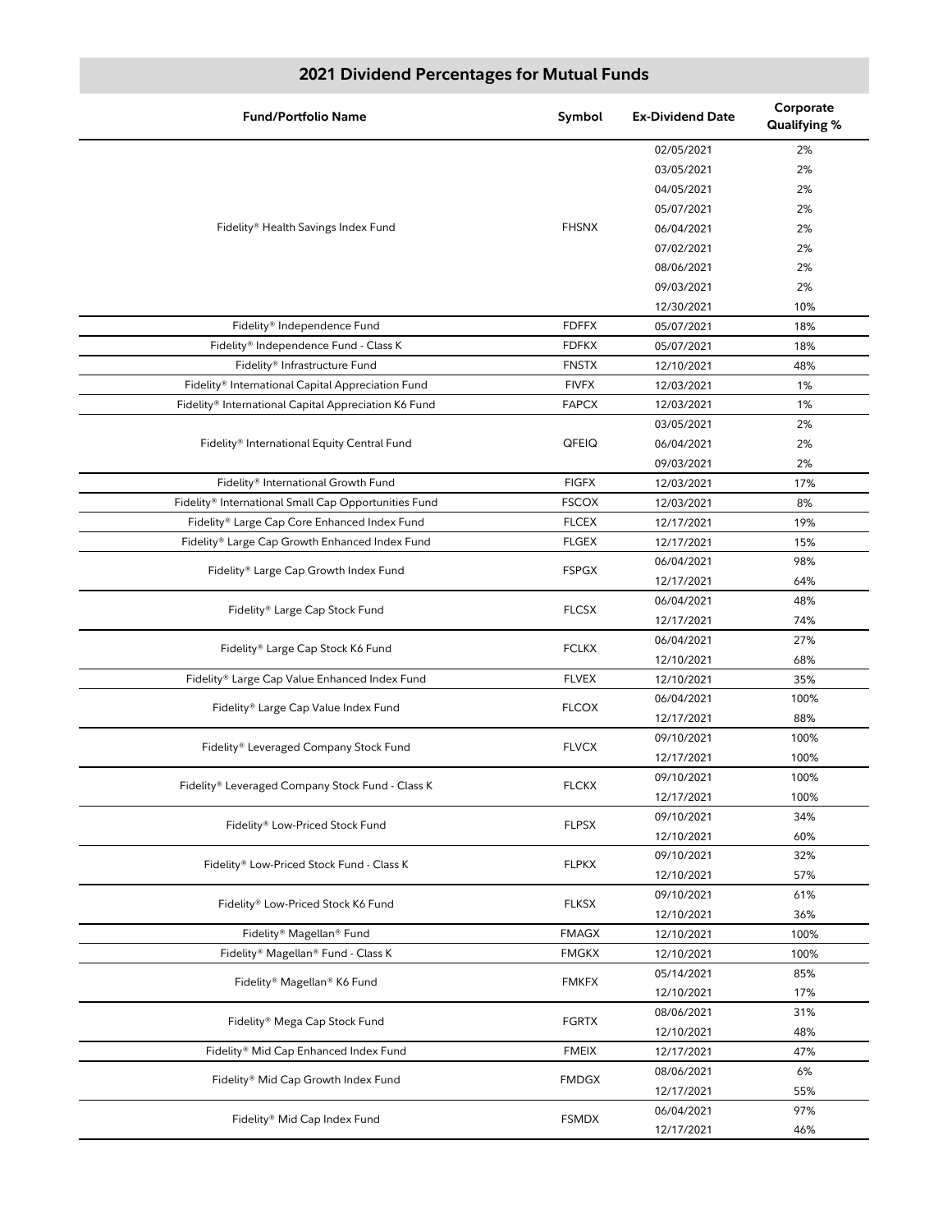## 2021 Dividend Percentages for Mutual Funds

| Fund/Portfolio Name | Symbol | Ex-Dividend Date | Corporate Qualifying % |
|---|---|---|---|
| Fidelity® Health Savings Index Fund | FHSNX | 02/05/2021 | 2% |
| | | 03/05/2021 | 2% |
| | | 04/05/2021 | 2% |
| | | 05/07/2021 | 2% |
| | | 06/04/2021 | 2% |
| | | 07/02/2021 | 2% |
| | | 08/06/2021 | 2% |
| | | 09/03/2021 | 2% |
| | | 12/30/2021 | 10% |
| Fidelity® Independence Fund | FDFFX | 05/07/2021 | 18% |
| Fidelity® Independence Fund - Class K | FDFKX | 05/07/2021 | 18% |
| Fidelity® Infrastructure Fund | FNSTX | 12/10/2021 | 48% |
| Fidelity® International Capital Appreciation Fund | FIVFX | 12/03/2021 | 1% |
| Fidelity® International Capital Appreciation K6 Fund | FAPCX | 12/03/2021 | 1% |
| Fidelity® International Equity Central Fund | QFEIQ | 03/05/2021 | 2% |
| | | 06/04/2021 | 2% |
| | | 09/03/2021 | 2% |
| Fidelity® International Growth Fund | FIGFX | 12/03/2021 | 17% |
| Fidelity® International Small Cap Opportunities Fund | FSCOX | 12/03/2021 | 8% |
| Fidelity® Large Cap Core Enhanced Index Fund | FLCEX | 12/17/2021 | 19% |
| Fidelity® Large Cap Growth Enhanced Index Fund | FLGEX | 12/17/2021 | 15% |
| Fidelity® Large Cap Growth Index Fund | FSPGX | 06/04/2021 | 98% |
| | | 12/17/2021 | 64% |
| Fidelity® Large Cap Stock Fund | FLCSX | 06/04/2021 | 48% |
| | | 12/17/2021 | 74% |
| Fidelity® Large Cap Stock K6 Fund | FCLKX | 06/04/2021 | 27% |
| | | 12/10/2021 | 68% |
| Fidelity® Large Cap Value Enhanced Index Fund | FLVEX | 12/10/2021 | 35% |
| Fidelity® Large Cap Value Index Fund | FLCOX | 06/04/2021 | 100% |
| | | 12/17/2021 | 88% |
| Fidelity® Leveraged Company Stock Fund | FLVCX | 09/10/2021 | 100% |
| | | 12/17/2021 | 100% |
| Fidelity® Leveraged Company Stock Fund - Class K | FLCKX | 09/10/2021 | 100% |
| | | 12/17/2021 | 100% |
| Fidelity® Low-Priced Stock Fund | FLPSX | 09/10/2021 | 34% |
| | | 12/10/2021 | 60% |
| Fidelity® Low-Priced Stock Fund - Class K | FLPKX | 09/10/2021 | 32% |
| | | 12/10/2021 | 57% |
| Fidelity® Low-Priced Stock K6 Fund | FLKSX | 09/10/2021 | 61% |
| | | 12/10/2021 | 36% |
| Fidelity® Magellan® Fund | FMAGX | 12/10/2021 | 100% |
| Fidelity® Magellan® Fund - Class K | FMGKX | 12/10/2021 | 100% |
| Fidelity® Magellan® K6 Fund | FMKFX | 05/14/2021 | 85% |
| | | 12/10/2021 | 17% |
| Fidelity® Mega Cap Stock Fund | FGRTX | 08/06/2021 | 31% |
| | | 12/10/2021 | 48% |
| Fidelity® Mid Cap Enhanced Index Fund | FMEIX | 12/17/2021 | 47% |
| Fidelity® Mid Cap Growth Index Fund | FMDGX | 08/06/2021 | 6% |
| | | 12/17/2021 | 55% |
| Fidelity® Mid Cap Index Fund | FSMDX | 06/04/2021 | 97% |
| | | 12/17/2021 | 46% |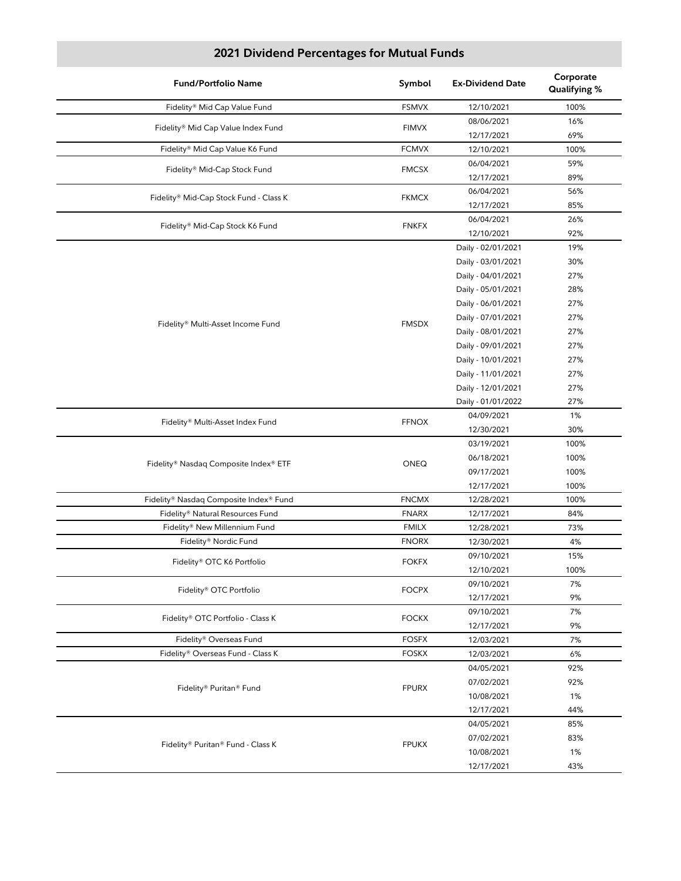## 2021 Dividend Percentages for Mutual Funds

| Fund/Portfolio Name | Symbol | Ex-Dividend Date | Corporate Qualifying % |
|---|---|---|---|
| Fidelity® Mid Cap Value Fund | FSMVX | 12/10/2021 | 100% |
| Fidelity® Mid Cap Value Index Fund | FIMVX | 08/06/2021 | 16% |
| | | 12/17/2021 | 69% |
| Fidelity® Mid Cap Value K6 Fund | FCMVX | 12/10/2021 | 100% |
| Fidelity® Mid-Cap Stock Fund | FMCSX | 06/04/2021 | 59% |
| | | 12/17/2021 | 89% |
| Fidelity® Mid-Cap Stock Fund - Class K | FKMCX | 06/04/2021 | 56% |
| | | 12/17/2021 | 85% |
| Fidelity® Mid-Cap Stock K6 Fund | FNKFX | 06/04/2021 | 26% |
| | | 12/10/2021 | 92% |
| Fidelity® Multi-Asset Income Fund | FMSDX | Daily - 02/01/2021 | 19% |
| | | Daily - 03/01/2021 | 30% |
| | | Daily - 04/01/2021 | 27% |
| | | Daily - 05/01/2021 | 28% |
| | | Daily - 06/01/2021 | 27% |
| | | Daily - 07/01/2021 | 27% |
| | | Daily - 08/01/2021 | 27% |
| | | Daily - 09/01/2021 | 27% |
| | | Daily - 10/01/2021 | 27% |
| | | Daily - 11/01/2021 | 27% |
| | | Daily - 12/01/2021 | 27% |
| | | Daily - 01/01/2022 | 27% |
| Fidelity® Multi-Asset Index Fund | FFNOX | 04/09/2021 | 1% |
| | | 12/30/2021 | 30% |
| Fidelity® Nasdaq Composite Index® ETF | ONEQ | 03/19/2021 | 100% |
| | | 06/18/2021 | 100% |
| | | 09/17/2021 | 100% |
| | | 12/17/2021 | 100% |
| Fidelity® Nasdaq Composite Index® Fund | FNCMX | 12/28/2021 | 100% |
| Fidelity® Natural Resources Fund | FNARX | 12/17/2021 | 84% |
| Fidelity® New Millennium Fund | FMILX | 12/28/2021 | 73% |
| Fidelity® Nordic Fund | FNORX | 12/30/2021 | 4% |
| Fidelity® OTC K6 Portfolio | FOKFX | 09/10/2021 | 15% |
| | | 12/10/2021 | 100% |
| Fidelity® OTC Portfolio | FOCPX | 09/10/2021 | 7% |
| | | 12/17/2021 | 9% |
| Fidelity® OTC Portfolio - Class K | FOCKX | 09/10/2021 | 7% |
| | | 12/17/2021 | 9% |
| Fidelity® Overseas Fund | FOSFX | 12/03/2021 | 7% |
| Fidelity® Overseas Fund - Class K | FOSKX | 12/03/2021 | 6% |
| Fidelity® Puritan® Fund | FPURX | 04/05/2021 | 92% |
| | | 07/02/2021 | 92% |
| | | 10/08/2021 | 1% |
| | | 12/17/2021 | 44% |
| Fidelity® Puritan® Fund - Class K | FPUKX | 04/05/2021 | 85% |
| | | 07/02/2021 | 83% |
| | | 10/08/2021 | 1% |
| | | 12/17/2021 | 43% |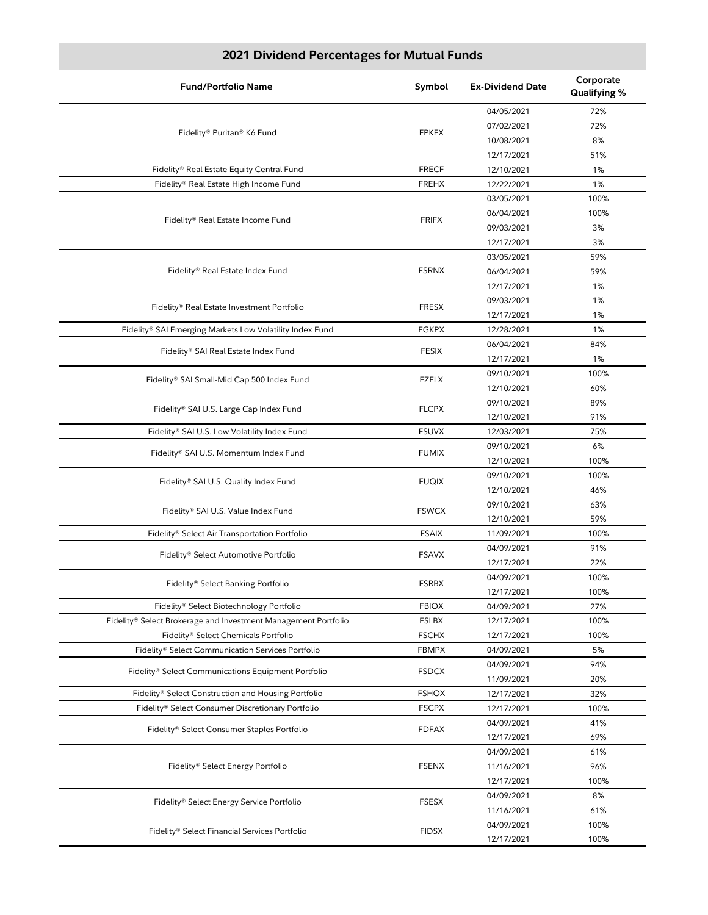## 2021 Dividend Percentages for Mutual Funds

| Fund/Portfolio Name | Symbol | Ex-Dividend Date | Corporate Qualifying % |
|---|---|---|---|
| Fidelity® Puritan® K6 Fund | FPKFX | 04/05/2021 | 72% |
| | | 07/02/2021 | 72% |
| | | 10/08/2021 | 8% |
| | | 12/17/2021 | 51% |
| Fidelity® Real Estate Equity Central Fund | FRECF | 12/10/2021 | 1% |
| Fidelity® Real Estate High Income Fund | FREHX | 12/22/2021 | 1% |
| Fidelity® Real Estate Income Fund | FRIFX | 03/05/2021 | 100% |
| | | 06/04/2021 | 100% |
| | | 09/03/2021 | 3% |
| | | 12/17/2021 | 3% |
| Fidelity® Real Estate Index Fund | FSRNX | 03/05/2021 | 59% |
| | | 06/04/2021 | 59% |
| | | 12/17/2021 | 1% |
| Fidelity® Real Estate Investment Portfolio | FRESX | 09/03/2021 | 1% |
| | | 12/17/2021 | 1% |
| Fidelity® SAI Emerging Markets Low Volatility Index Fund | FGKPX | 12/28/2021 | 1% |
| Fidelity® SAI Real Estate Index Fund | FESIX | 06/04/2021 | 84% |
| | | 12/17/2021 | 1% |
| Fidelity® SAI Small-Mid Cap 500 Index Fund | FZFLX | 09/10/2021 | 100% |
| | | 12/10/2021 | 60% |
| Fidelity® SAI U.S. Large Cap Index Fund | FLCPX | 09/10/2021 | 89% |
| | | 12/10/2021 | 91% |
| Fidelity® SAI U.S. Low Volatility Index Fund | FSUVX | 12/03/2021 | 75% |
| Fidelity® SAI U.S. Momentum Index Fund | FUMIX | 09/10/2021 | 6% |
| | | 12/10/2021 | 100% |
| Fidelity® SAI U.S. Quality Index Fund | FUQIX | 09/10/2021 | 100% |
| | | 12/10/2021 | 46% |
| Fidelity® SAI U.S. Value Index Fund | FSWCX | 09/10/2021 | 63% |
| | | 12/10/2021 | 59% |
| Fidelity® Select Air Transportation Portfolio | FSAIX | 11/09/2021 | 100% |
| Fidelity® Select Automotive Portfolio | FSAVX | 04/09/2021 | 91% |
| | | 12/17/2021 | 22% |
| Fidelity® Select Banking Portfolio | FSRBX | 04/09/2021 | 100% |
| | | 12/17/2021 | 100% |
| Fidelity® Select Biotechnology Portfolio | FBIOX | 04/09/2021 | 27% |
| Fidelity® Select Brokerage and Investment Management Portfolio | FSLBX | 12/17/2021 | 100% |
| Fidelity® Select Chemicals Portfolio | FSCHX | 12/17/2021 | 100% |
| Fidelity® Select Communication Services Portfolio | FBMPX | 04/09/2021 | 5% |
| Fidelity® Select Communications Equipment Portfolio | FSDCX | 04/09/2021 | 94% |
| | | 11/09/2021 | 20% |
| Fidelity® Select Construction and Housing Portfolio | FSHOX | 12/17/2021 | 32% |
| Fidelity® Select Consumer Discretionary Portfolio | FSCPX | 12/17/2021 | 100% |
| Fidelity® Select Consumer Staples Portfolio | FDFAX | 04/09/2021 | 41% |
| | | 12/17/2021 | 69% |
| Fidelity® Select Energy Portfolio | FSENX | 04/09/2021 | 61% |
| | | 11/16/2021 | 96% |
| | | 12/17/2021 | 100% |
| Fidelity® Select Energy Service Portfolio | FSESX | 04/09/2021 | 8% |
| | | 11/16/2021 | 61% |
| Fidelity® Select Financial Services Portfolio | FIDSX | 04/09/2021 | 100% |
| | | 12/17/2021 | 100% |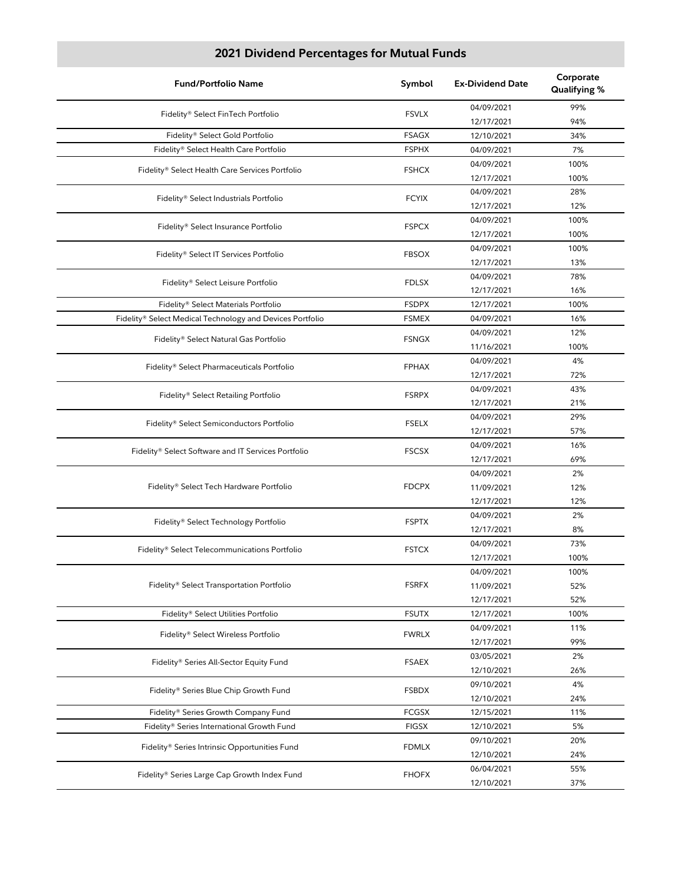## 2021 Dividend Percentages for Mutual Funds

| Fund/Portfolio Name | Symbol | Ex-Dividend Date | Corporate Qualifying % |
|---|---|---|---|
| Fidelity® Select FinTech Portfolio | FSVLX | 04/09/2021 | 99% |
| | | 12/17/2021 | 94% |
| Fidelity® Select Gold Portfolio | FSAGX | 12/10/2021 | 34% |
| Fidelity® Select Health Care Portfolio | FSPHX | 04/09/2021 | 7% |
| Fidelity® Select Health Care Services Portfolio | FSHCX | 04/09/2021 | 100% |
| | | 12/17/2021 | 100% |
| Fidelity® Select Industrials Portfolio | FCYIX | 04/09/2021 | 28% |
| | | 12/17/2021 | 12% |
| Fidelity® Select Insurance Portfolio | FSPCX | 04/09/2021 | 100% |
| | | 12/17/2021 | 100% |
| Fidelity® Select IT Services Portfolio | FBSOX | 04/09/2021 | 100% |
| | | 12/17/2021 | 13% |
| Fidelity® Select Leisure Portfolio | FDLSX | 04/09/2021 | 78% |
| | | 12/17/2021 | 16% |
| Fidelity® Select Materials Portfolio | FSDPX | 12/17/2021 | 100% |
| Fidelity® Select Medical Technology and Devices Portfolio | FSMEX | 04/09/2021 | 16% |
| Fidelity® Select Natural Gas Portfolio | FSNGX | 04/09/2021 | 12% |
| | | 11/16/2021 | 100% |
| Fidelity® Select Pharmaceuticals Portfolio | FPHAX | 04/09/2021 | 4% |
| | | 12/17/2021 | 72% |
| Fidelity® Select Retailing Portfolio | FSRPX | 04/09/2021 | 43% |
| | | 12/17/2021 | 21% |
| Fidelity® Select Semiconductors Portfolio | FSELX | 04/09/2021 | 29% |
| | | 12/17/2021 | 57% |
| Fidelity® Select Software and IT Services Portfolio | FSCSX | 04/09/2021 | 16% |
| | | 12/17/2021 | 69% |
| Fidelity® Select Tech Hardware Portfolio | FDCPX | 04/09/2021 | 2% |
| | | 11/09/2021 | 12% |
| | | 12/17/2021 | 12% |
| Fidelity® Select Technology Portfolio | FSPTX | 04/09/2021 | 2% |
| | | 12/17/2021 | 8% |
| Fidelity® Select Telecommunications Portfolio | FSTCX | 04/09/2021 | 73% |
| | | 12/17/2021 | 100% |
| Fidelity® Select Transportation Portfolio | FSRFX | 04/09/2021 | 100% |
| | | 11/09/2021 | 52% |
| | | 12/17/2021 | 52% |
| Fidelity® Select Utilities Portfolio | FSUTX | 12/17/2021 | 100% |
| Fidelity® Select Wireless Portfolio | FWRLX | 04/09/2021 | 11% |
| | | 12/17/2021 | 99% |
| Fidelity® Series All-Sector Equity Fund | FSAEX | 03/05/2021 | 2% |
| | | 12/10/2021 | 26% |
| Fidelity® Series Blue Chip Growth Fund | FSBDX | 09/10/2021 | 4% |
| | | 12/10/2021 | 24% |
| Fidelity® Series Growth Company Fund | FCGSX | 12/15/2021 | 11% |
| Fidelity® Series International Growth Fund | FIGSX | 12/10/2021 | 5% |
| Fidelity® Series Intrinsic Opportunities Fund | FDMLX | 09/10/2021 | 20% |
| | | 12/10/2021 | 24% |
| Fidelity® Series Large Cap Growth Index Fund | FHOFX | 06/04/2021 | 55% |
| | | 12/10/2021 | 37% |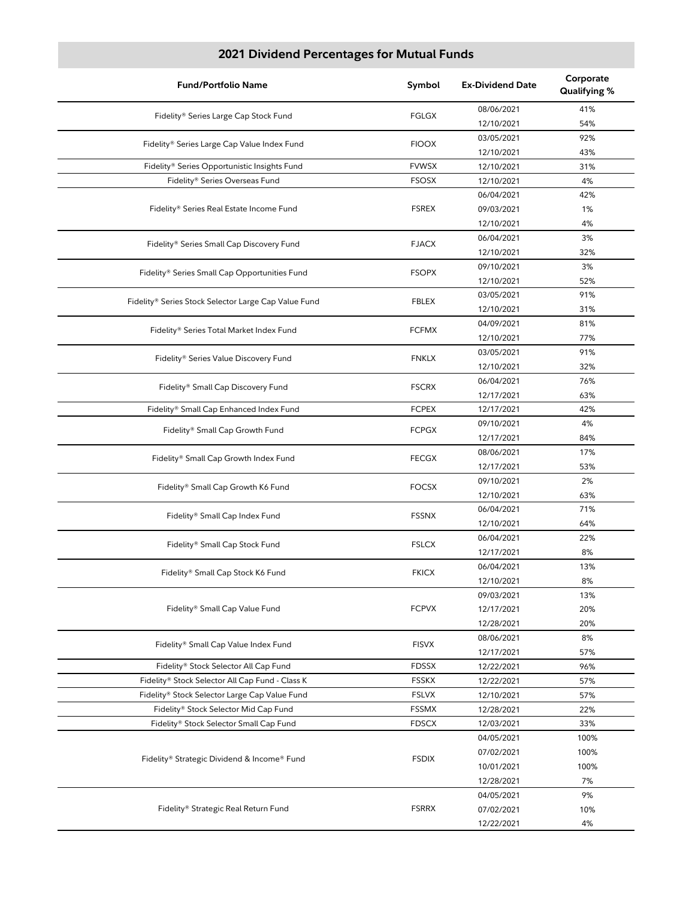## 2021 Dividend Percentages for Mutual Funds

| Fund/Portfolio Name | Symbol | Ex-Dividend Date | Corporate Qualifying % |
|---|---|---|---|
| Fidelity® Series Large Cap Stock Fund | FGLGX | 08/06/2021 | 41% |
| | | 12/10/2021 | 54% |
| Fidelity® Series Large Cap Value Index Fund | FIOOX | 03/05/2021 | 92% |
| | | 12/10/2021 | 43% |
| Fidelity® Series Opportunistic Insights Fund | FVWSX | 12/10/2021 | 31% |
| Fidelity® Series Overseas Fund | FSOSX | 12/10/2021 | 4% |
| Fidelity® Series Real Estate Income Fund | FSREX | 06/04/2021 | 42% |
| | | 09/03/2021 | 1% |
| | | 12/10/2021 | 4% |
| Fidelity® Series Small Cap Discovery Fund | FJACX | 06/04/2021 | 3% |
| | | 12/10/2021 | 32% |
| Fidelity® Series Small Cap Opportunities Fund | FSOPX | 09/10/2021 | 3% |
| | | 12/10/2021 | 52% |
| Fidelity® Series Stock Selector Large Cap Value Fund | FBLEX | 03/05/2021 | 91% |
| | | 12/10/2021 | 31% |
| Fidelity® Series Total Market Index Fund | FCFMX | 04/09/2021 | 81% |
| | | 12/10/2021 | 77% |
| Fidelity® Series Value Discovery Fund | FNKLX | 03/05/2021 | 91% |
| | | 12/10/2021 | 32% |
| Fidelity® Small Cap Discovery Fund | FSCRX | 06/04/2021 | 76% |
| | | 12/17/2021 | 63% |
| Fidelity® Small Cap Enhanced Index Fund | FCPEX | 12/17/2021 | 42% |
| Fidelity® Small Cap Growth Fund | FCPGX | 09/10/2021 | 4% |
| | | 12/17/2021 | 84% |
| Fidelity® Small Cap Growth Index Fund | FECGX | 08/06/2021 | 17% |
| | | 12/17/2021 | 53% |
| Fidelity® Small Cap Growth K6 Fund | FOCSX | 09/10/2021 | 2% |
| | | 12/10/2021 | 63% |
| Fidelity® Small Cap Index Fund | FSSNX | 06/04/2021 | 71% |
| | | 12/10/2021 | 64% |
| Fidelity® Small Cap Stock Fund | FSLCX | 06/04/2021 | 22% |
| | | 12/17/2021 | 8% |
| Fidelity® Small Cap Stock K6 Fund | FKICX | 06/04/2021 | 13% |
| | | 12/10/2021 | 8% |
| Fidelity® Small Cap Value Fund | FCPVX | 09/03/2021 | 13% |
| | | 12/17/2021 | 20% |
| | | 12/28/2021 | 20% |
| Fidelity® Small Cap Value Index Fund | FISVX | 08/06/2021 | 8% |
| | | 12/17/2021 | 57% |
| Fidelity® Stock Selector All Cap Fund | FDSSX | 12/22/2021 | 96% |
| Fidelity® Stock Selector All Cap Fund - Class K | FSSKX | 12/22/2021 | 57% |
| Fidelity® Stock Selector Large Cap Value Fund | FSLVX | 12/10/2021 | 57% |
| Fidelity® Stock Selector Mid Cap Fund | FSSMX | 12/28/2021 | 22% |
| Fidelity® Stock Selector Small Cap Fund | FDSCX | 12/03/2021 | 33% |
| Fidelity® Strategic Dividend & Income® Fund | FSDIX | 04/05/2021 | 100% |
| | | 07/02/2021 | 100% |
| | | 10/01/2021 | 100% |
| | | 12/28/2021 | 7% |
| Fidelity® Strategic Real Return Fund | FSRRX | 04/05/2021 | 9% |
| | | 07/02/2021 | 10% |
| | | 12/22/2021 | 4% |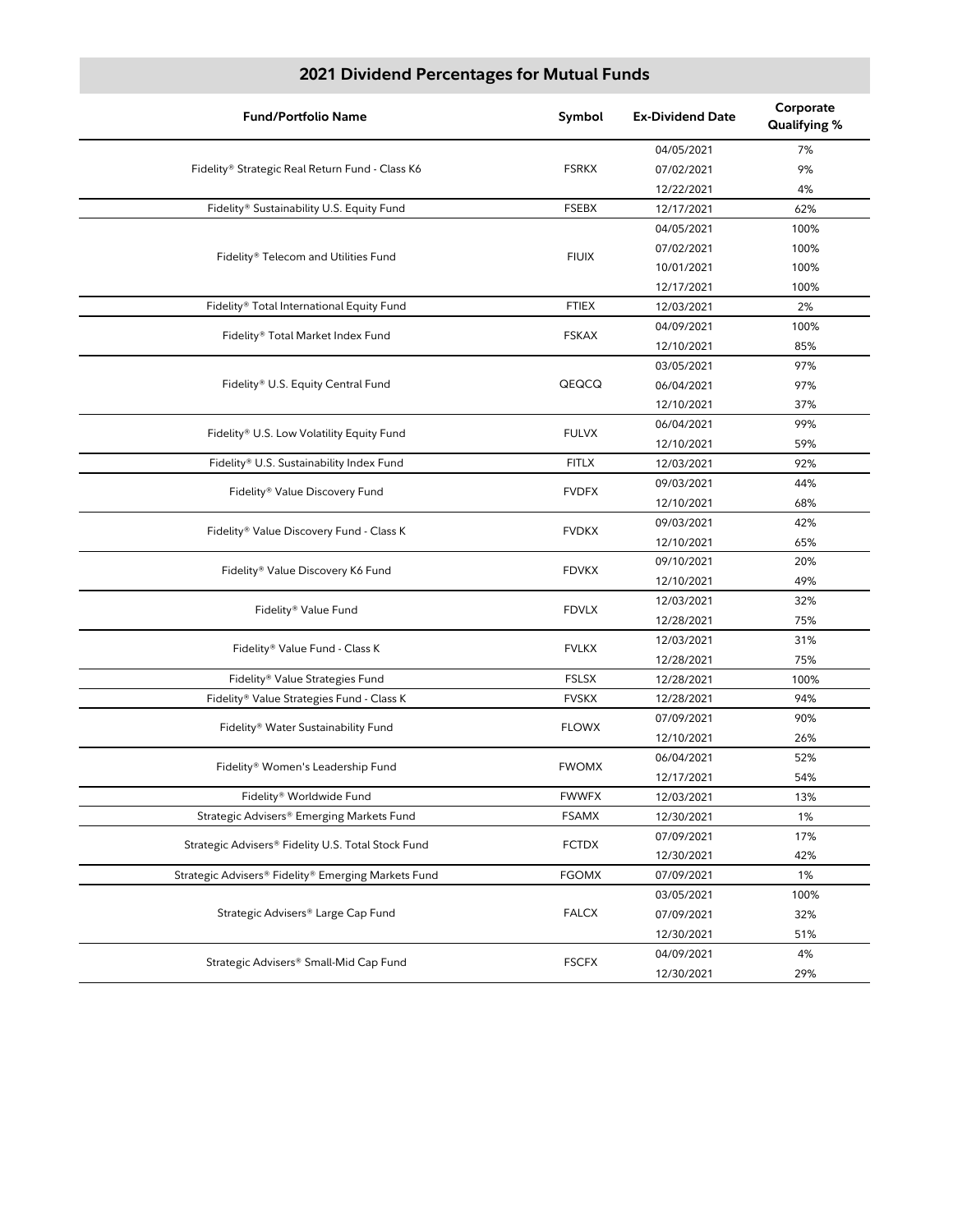## 2021 Dividend Percentages for Mutual Funds

| Fund/Portfolio Name | Symbol | Ex-Dividend Date | Corporate Qualifying % |
|---|---|---|---|
| Fidelity® Strategic Real Return Fund - Class K6 | FSRKX | 04/05/2021 | 7% |
| | | 07/02/2021 | 9% |
| | | 12/22/2021 | 4% |
| Fidelity® Sustainability U.S. Equity Fund | FSEBX | 12/17/2021 | 62% |
| Fidelity® Telecom and Utilities Fund | FIUIX | 04/05/2021 | 100% |
| | | 07/02/2021 | 100% |
| | | 10/01/2021 | 100% |
| | | 12/17/2021 | 100% |
| Fidelity® Total International Equity Fund | FTIEX | 12/03/2021 | 2% |
| Fidelity® Total Market Index Fund | FSKAX | 04/09/2021 | 100% |
| | | 12/10/2021 | 85% |
| Fidelity® U.S. Equity Central Fund | QEQCQ | 03/05/2021 | 97% |
| | | 06/04/2021 | 97% |
| | | 12/10/2021 | 37% |
| Fidelity® U.S. Low Volatility Equity Fund | FULVX | 06/04/2021 | 99% |
| | | 12/10/2021 | 59% |
| Fidelity® U.S. Sustainability Index Fund | FITLX | 12/03/2021 | 92% |
| Fidelity® Value Discovery Fund | FVDFX | 09/03/2021 | 44% |
| | | 12/10/2021 | 68% |
| Fidelity® Value Discovery Fund - Class K | FVDKX | 09/03/2021 | 42% |
| | | 12/10/2021 | 65% |
| Fidelity® Value Discovery K6 Fund | FDVKX | 09/10/2021 | 20% |
| | | 12/10/2021 | 49% |
| Fidelity® Value Fund | FDVLX | 12/03/2021 | 32% |
| | | 12/28/2021 | 75% |
| Fidelity® Value Fund - Class K | FVLKX | 12/03/2021 | 31% |
| | | 12/28/2021 | 75% |
| Fidelity® Value Strategies Fund | FSLSX | 12/28/2021 | 100% |
| Fidelity® Value Strategies Fund - Class K | FVSKX | 12/28/2021 | 94% |
| Fidelity® Water Sustainability Fund | FLOWX | 07/09/2021 | 90% |
| | | 12/10/2021 | 26% |
| Fidelity® Women's Leadership Fund | FWOMX | 06/04/2021 | 52% |
| | | 12/17/2021 | 54% |
| Fidelity® Worldwide Fund | FWWFX | 12/03/2021 | 13% |
| Strategic Advisers® Emerging Markets Fund | FSAMX | 12/30/2021 | 1% |
| Strategic Advisers® Fidelity U.S. Total Stock Fund | FCTDX | 07/09/2021 | 17% |
| | | 12/30/2021 | 42% |
| Strategic Advisers® Fidelity® Emerging Markets Fund | FGOMX | 07/09/2021 | 1% |
| Strategic Advisers® Large Cap Fund | FALCX | 03/05/2021 | 100% |
| | | 07/09/2021 | 32% |
| | | 12/30/2021 | 51% |
| Strategic Advisers® Small-Mid Cap Fund | FSCFX | 04/09/2021 | 4% |
| | | 12/30/2021 | 29% |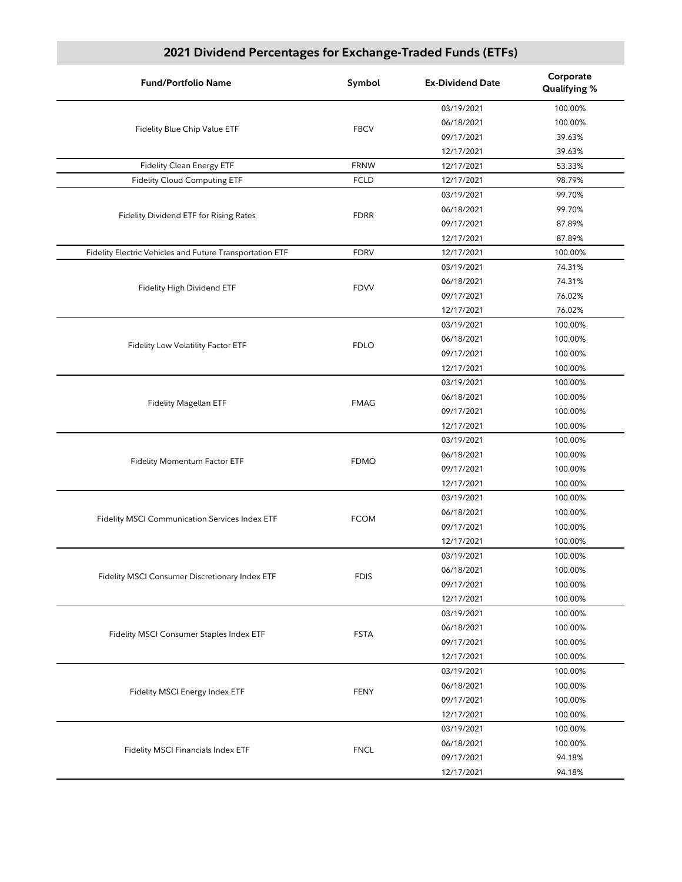## 2021 Dividend Percentages for Exchange-Traded Funds (ETFs)

| Fund/Portfolio Name | Symbol | Ex-Dividend Date | Corporate Qualifying % |
|---|---|---|---|
| Fidelity Blue Chip Value ETF | FBCV | 03/19/2021 | 100.00% |
| | | 06/18/2021 | 100.00% |
| | | 09/17/2021 | 39.63% |
| | | 12/17/2021 | 39.63% |
| Fidelity Clean Energy ETF | FRNW | 12/17/2021 | 53.33% |
| Fidelity Cloud Computing ETF | FCLD | 12/17/2021 | 98.79% |
| Fidelity Dividend ETF for Rising Rates | FDRR | 03/19/2021 | 99.70% |
| | | 06/18/2021 | 99.70% |
| | | 09/17/2021 | 87.89% |
| | | 12/17/2021 | 87.89% |
| Fidelity Electric Vehicles and Future Transportation ETF | FDRV | 12/17/2021 | 100.00% |
| Fidelity High Dividend ETF | FDVV | 03/19/2021 | 74.31% |
| | | 06/18/2021 | 74.31% |
| | | 09/17/2021 | 76.02% |
| | | 12/17/2021 | 76.02% |
| Fidelity Low Volatility Factor ETF | FDLO | 03/19/2021 | 100.00% |
| | | 06/18/2021 | 100.00% |
| | | 09/17/2021 | 100.00% |
| | | 12/17/2021 | 100.00% |
| Fidelity Magellan ETF | FMAG | 03/19/2021 | 100.00% |
| | | 06/18/2021 | 100.00% |
| | | 09/17/2021 | 100.00% |
| | | 12/17/2021 | 100.00% |
| Fidelity Momentum Factor ETF | FDMO | 03/19/2021 | 100.00% |
| | | 06/18/2021 | 100.00% |
| | | 09/17/2021 | 100.00% |
| | | 12/17/2021 | 100.00% |
| Fidelity MSCI Communication Services Index ETF | FCOM | 03/19/2021 | 100.00% |
| | | 06/18/2021 | 100.00% |
| | | 09/17/2021 | 100.00% |
| | | 12/17/2021 | 100.00% |
| Fidelity MSCI Consumer Discretionary Index ETF | FDIS | 03/19/2021 | 100.00% |
| | | 06/18/2021 | 100.00% |
| | | 09/17/2021 | 100.00% |
| | | 12/17/2021 | 100.00% |
| Fidelity MSCI Consumer Staples Index ETF | FSTA | 03/19/2021 | 100.00% |
| | | 06/18/2021 | 100.00% |
| | | 09/17/2021 | 100.00% |
| | | 12/17/2021 | 100.00% |
| Fidelity MSCI Energy Index ETF | FENY | 03/19/2021 | 100.00% |
| | | 06/18/2021 | 100.00% |
| | | 09/17/2021 | 100.00% |
| | | 12/17/2021 | 100.00% |
| Fidelity MSCI Financials Index ETF | FNCL | 03/19/2021 | 100.00% |
| | | 06/18/2021 | 100.00% |
| | | 09/17/2021 | 94.18% |
| | | 12/17/2021 | 94.18% |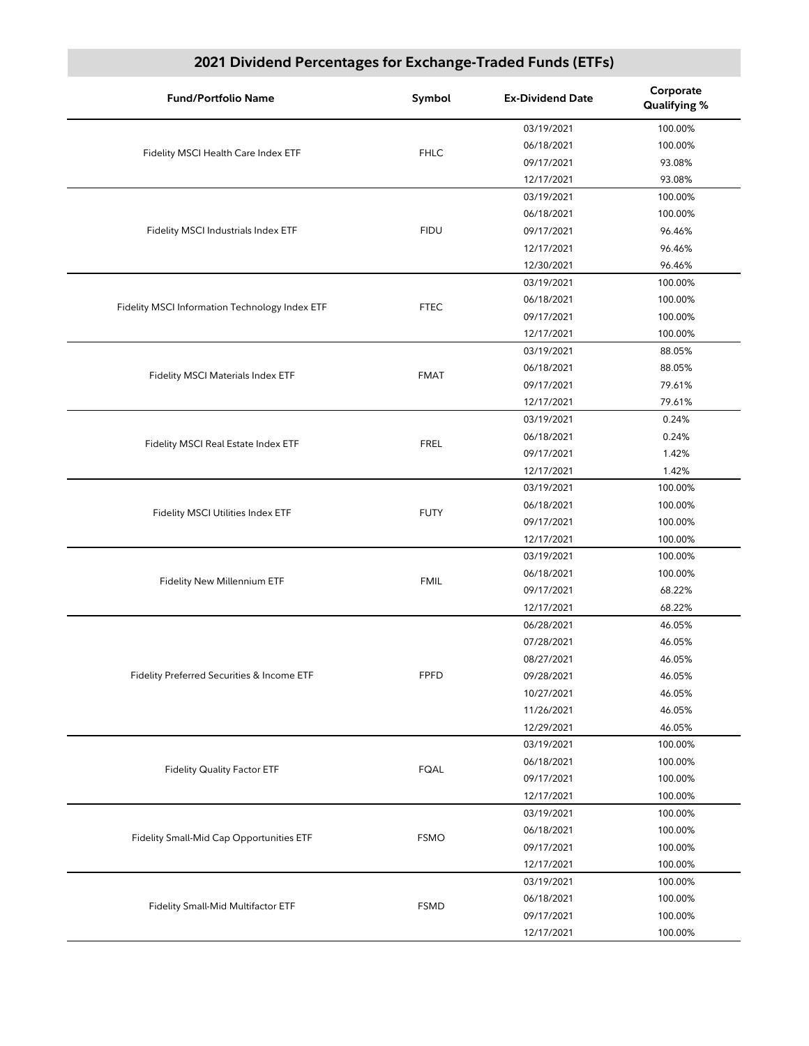## 2021 Dividend Percentages for Exchange-Traded Funds (ETFs)

| Fund/Portfolio Name | Symbol | Ex-Dividend Date | Corporate Qualifying % |
|---|---|---|---|
| Fidelity MSCI Health Care Index ETF | FHLC | 03/19/2021 | 100.00% |
| | | 06/18/2021 | 100.00% |
| | | 09/17/2021 | 93.08% |
| | | 12/17/2021 | 93.08% |
| Fidelity MSCI Industrials Index ETF | FIDU | 03/19/2021 | 100.00% |
| | | 06/18/2021 | 100.00% |
| | | 09/17/2021 | 96.46% |
| | | 12/17/2021 | 96.46% |
| | | 12/30/2021 | 96.46% |
| Fidelity MSCI Information Technology Index ETF | FTEC | 03/19/2021 | 100.00% |
| | | 06/18/2021 | 100.00% |
| | | 09/17/2021 | 100.00% |
| | | 12/17/2021 | 100.00% |
| Fidelity MSCI Materials Index ETF | FMAT | 03/19/2021 | 88.05% |
| | | 06/18/2021 | 88.05% |
| | | 09/17/2021 | 79.61% |
| | | 12/17/2021 | 79.61% |
| Fidelity MSCI Real Estate Index ETF | FREL | 03/19/2021 | 0.24% |
| | | 06/18/2021 | 0.24% |
| | | 09/17/2021 | 1.42% |
| | | 12/17/2021 | 1.42% |
| Fidelity MSCI Utilities Index ETF | FUTY | 03/19/2021 | 100.00% |
| | | 06/18/2021 | 100.00% |
| | | 09/17/2021 | 100.00% |
| | | 12/17/2021 | 100.00% |
| Fidelity New Millennium ETF | FMIL | 03/19/2021 | 100.00% |
| | | 06/18/2021 | 100.00% |
| | | 09/17/2021 | 68.22% |
| | | 12/17/2021 | 68.22% |
| Fidelity Preferred Securities & Income ETF | FPFD | 06/28/2021 | 46.05% |
| | | 07/28/2021 | 46.05% |
| | | 08/27/2021 | 46.05% |
| | | 09/28/2021 | 46.05% |
| | | 10/27/2021 | 46.05% |
| | | 11/26/2021 | 46.05% |
| | | 12/29/2021 | 46.05% |
| Fidelity Quality Factor ETF | FQAL | 03/19/2021 | 100.00% |
| | | 06/18/2021 | 100.00% |
| | | 09/17/2021 | 100.00% |
| | | 12/17/2021 | 100.00% |
| Fidelity Small-Mid Cap Opportunities ETF | FSMO | 03/19/2021 | 100.00% |
| | | 06/18/2021 | 100.00% |
| | | 09/17/2021 | 100.00% |
| | | 12/17/2021 | 100.00% |
| Fidelity Small-Mid Multifactor ETF | FSMD | 03/19/2021 | 100.00% |
| | | 06/18/2021 | 100.00% |
| | | 09/17/2021 | 100.00% |
| | | 12/17/2021 | 100.00% |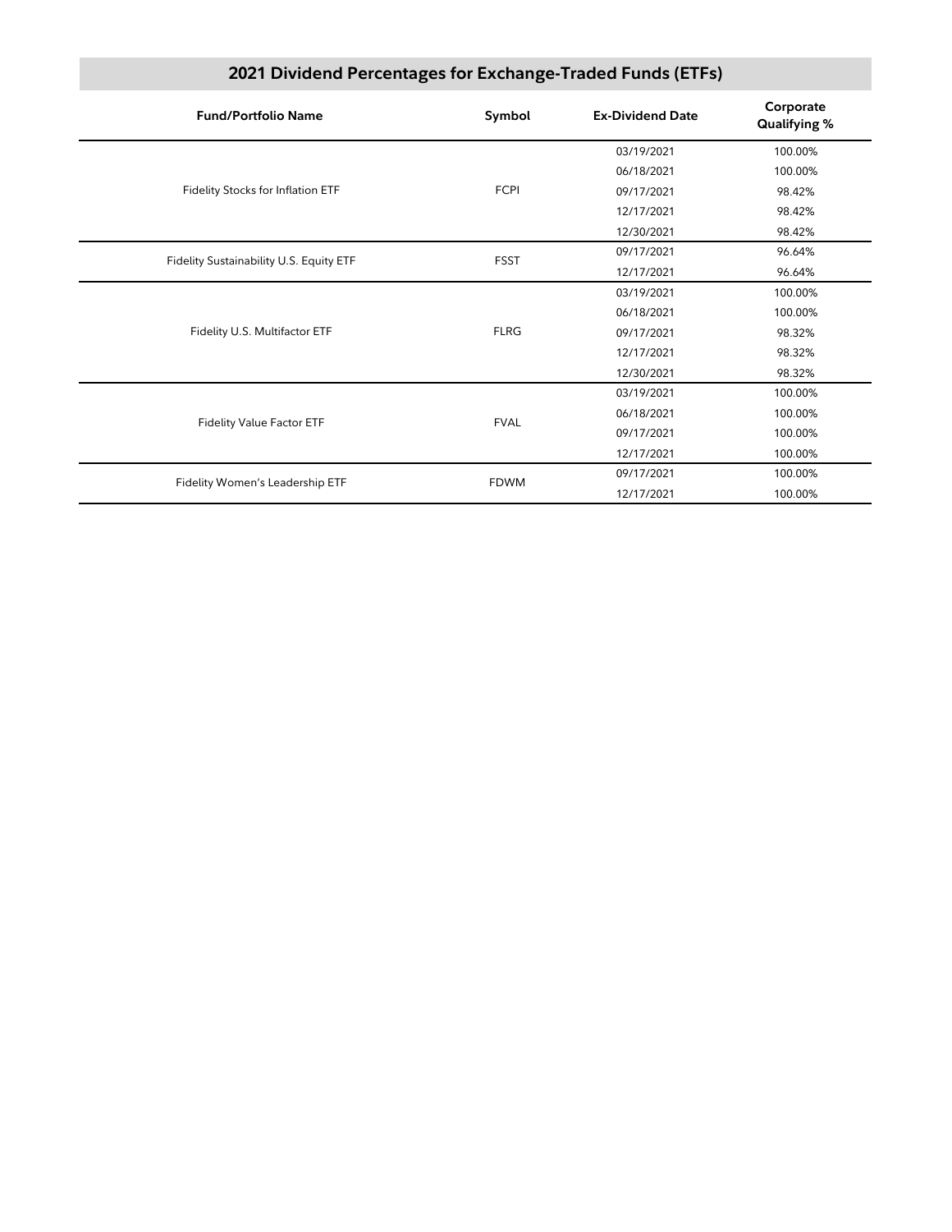## 2021 Dividend Percentages for Exchange-Traded Funds (ETFs)

| Fund/Portfolio Name | Symbol | Ex-Dividend Date | Corporate Qualifying % |
|---|---|---|---|
| Fidelity Stocks for Inflation ETF | FCPI | 03/19/2021 | 100.00% |
| | | 06/18/2021 | 100.00% |
| | | 09/17/2021 | 98.42% |
| | | 12/17/2021 | 98.42% |
| | | 12/30/2021 | 98.42% |
| Fidelity Sustainability U.S. Equity ETF | FSST | 09/17/2021 | 96.64% |
| | | 12/17/2021 | 96.64% |
| Fidelity U.S. Multifactor ETF | FLRG | 03/19/2021 | 100.00% |
| | | 06/18/2021 | 100.00% |
| | | 09/17/2021 | 98.32% |
| | | 12/17/2021 | 98.32% |
| | | 12/30/2021 | 98.32% |
| Fidelity Value Factor ETF | FVAL | 03/19/2021 | 100.00% |
| | | 06/18/2021 | 100.00% |
| | | 09/17/2021 | 100.00% |
| | | 12/17/2021 | 100.00% |
| Fidelity Women's Leadership ETF | FDWM | 09/17/2021 | 100.00% |
| | | 12/17/2021 | 100.00% |